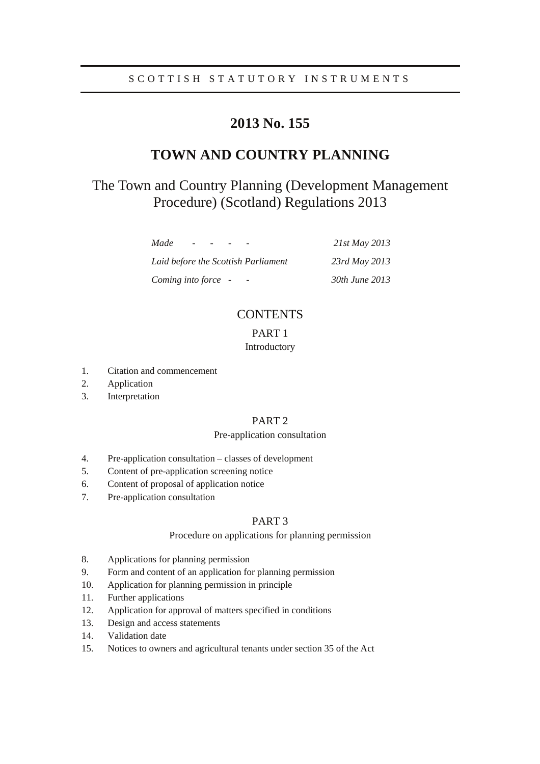SCOTTISH STATUTORY INSTRUMENTS

# 2013 No. 155

# TOWN AND COUNTRY PLANNING

## The Town and Country Planning (Development Management Procedure) (Scotland) Regulations 2013

| | |
|---|---|
| *Made - - - -* | *21st May 2013* |
| *Laid before the Scottish Parliament* | *23rd May 2013* |
| *Coming into force - -* | *30th June 2013* |

## CONTENTS

### PART 1
### Introductory

1. Citation and commencement
2. Application
3. Interpretation

### PART 2
### Pre-application consultation

4. Pre-application consultation – classes of development
5. Content of pre-application screening notice
6. Content of proposal of application notice
7. Pre-application consultation

### PART 3
### Procedure on applications for planning permission

8. Applications for planning permission
9. Form and content of an application for planning permission
10. Application for planning permission in principle
11. Further applications
12. Application for approval of matters specified in conditions
13. Design and access statements
14. Validation date
15. Notices to owners and agricultural tenants under section 35 of the Act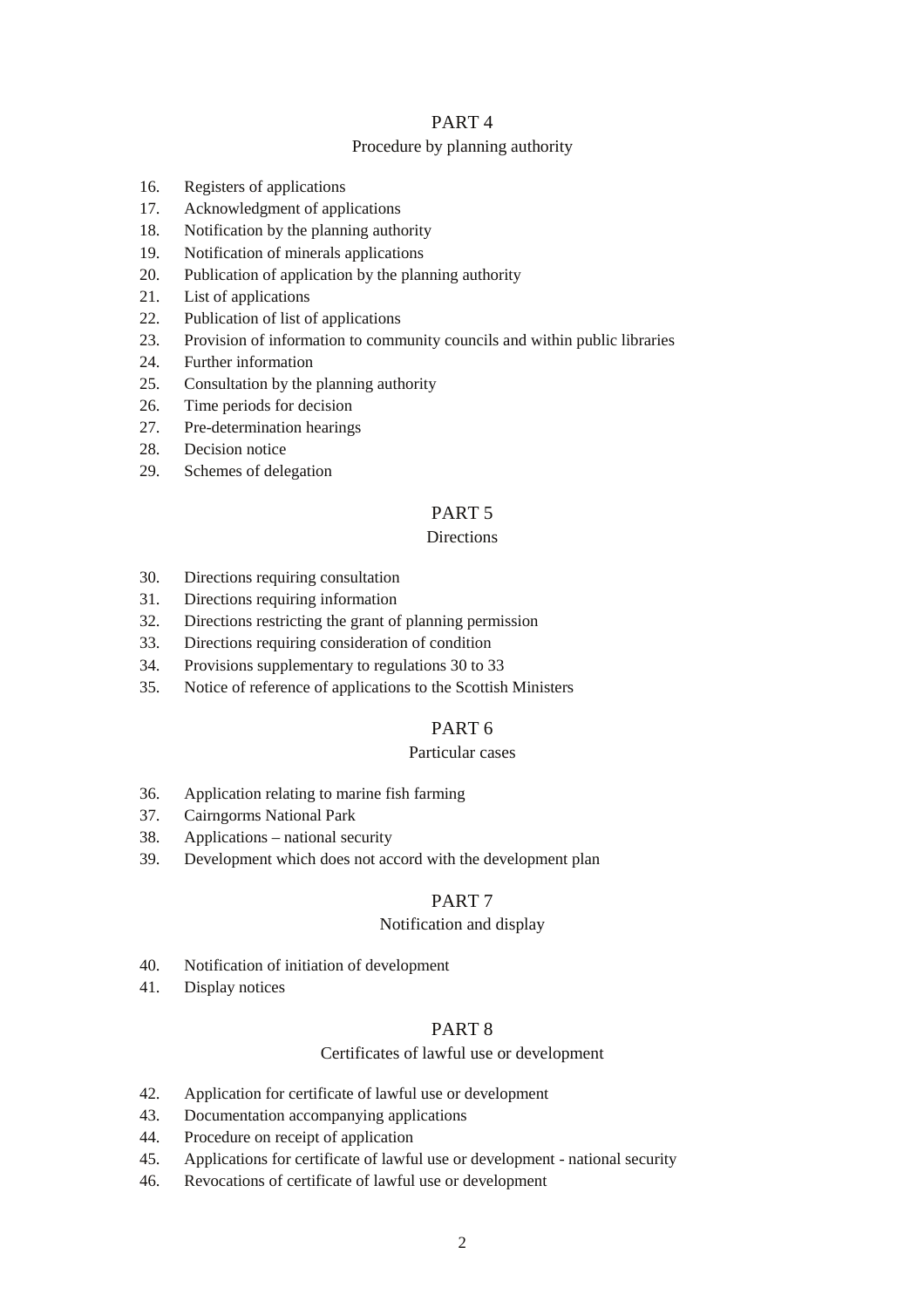## PART 4

Procedure by planning authority

16. Registers of applications
17. Acknowledgment of applications
18. Notification by the planning authority
19. Notification of minerals applications
20. Publication of application by the planning authority
21. List of applications
22. Publication of list of applications
23. Provision of information to community councils and within public libraries
24. Further information
25. Consultation by the planning authority
26. Time periods for decision
27. Pre-determination hearings
28. Decision notice
29. Schemes of delegation

## PART 5

Directions

30. Directions requiring consultation
31. Directions requiring information
32. Directions restricting the grant of planning permission
33. Directions requiring consideration of condition
34. Provisions supplementary to regulations 30 to 33
35. Notice of reference of applications to the Scottish Ministers

## PART 6

Particular cases

36. Application relating to marine fish farming
37. Cairngorms National Park
38. Applications – national security
39. Development which does not accord with the development plan

## PART 7

Notification and display

40. Notification of initiation of development
41. Display notices

## PART 8

Certificates of lawful use or development

42. Application for certificate of lawful use or development
43. Documentation accompanying applications
44. Procedure on receipt of application
45. Applications for certificate of lawful use or development - national security
46. Revocations of certificate of lawful use or development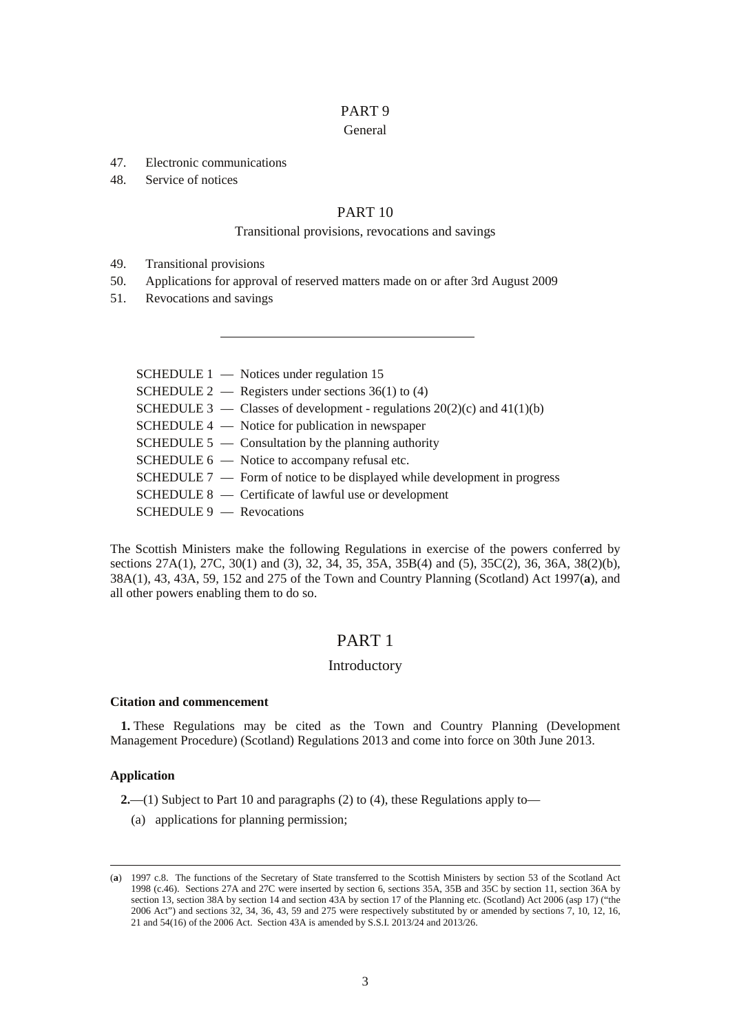PART 9

General

47. Electronic communications
48. Service of notices

PART 10

Transitional provisions, revocations and savings

49. Transitional provisions
50. Applications for approval of reserved matters made on or after 3rd August 2009
51. Revocations and savings

---

SCHEDULE 1 — Notices under regulation 15
SCHEDULE 2 — Registers under sections 36(1) to (4)
SCHEDULE 3 — Classes of development - regulations 20(2)(c) and 41(1)(b)
SCHEDULE 4 — Notice for publication in newspaper
SCHEDULE 5 — Consultation by the planning authority
SCHEDULE 6 — Notice to accompany refusal etc.
SCHEDULE 7 — Form of notice to be displayed while development in progress
SCHEDULE 8 — Certificate of lawful use or development
SCHEDULE 9 — Revocations

The Scottish Ministers make the following Regulations in exercise of the powers conferred by sections 27A(1), 27C, 30(1) and (3), 32, 34, 35, 35A, 35B(4) and (5), 35C(2), 36, 36A, 38(2)(b), 38A(1), 43, 43A, 59, 152 and 275 of the Town and Country Planning (Scotland) Act 1997(**a**), and all other powers enabling them to do so.

# PART 1

## Introductory

### Citation and commencement

**1.** These Regulations may be cited as the Town and Country Planning (Development Management Procedure) (Scotland) Regulations 2013 and come into force on 30th June 2013.

### Application

**2.**—(1) Subject to Part 10 and paragraphs (2) to (4), these Regulations apply to—

(a) applications for planning permission;

---

(**a**) 1997 c.8. The functions of the Secretary of State transferred to the Scottish Ministers by section 53 of the Scotland Act 1998 (c.46). Sections 27A and 27C were inserted by section 6, sections 35A, 35B and 35C by section 11, section 36A by section 13, section 38A by section 14 and section 43A by section 17 of the Planning etc. (Scotland) Act 2006 (asp 17) ("the 2006 Act") and sections 32, 34, 36, 43, 59 and 275 were respectively substituted by or amended by sections 7, 10, 12, 16, 21 and 54(16) of the 2006 Act. Section 43A is amended by S.S.I. 2013/24 and 2013/26.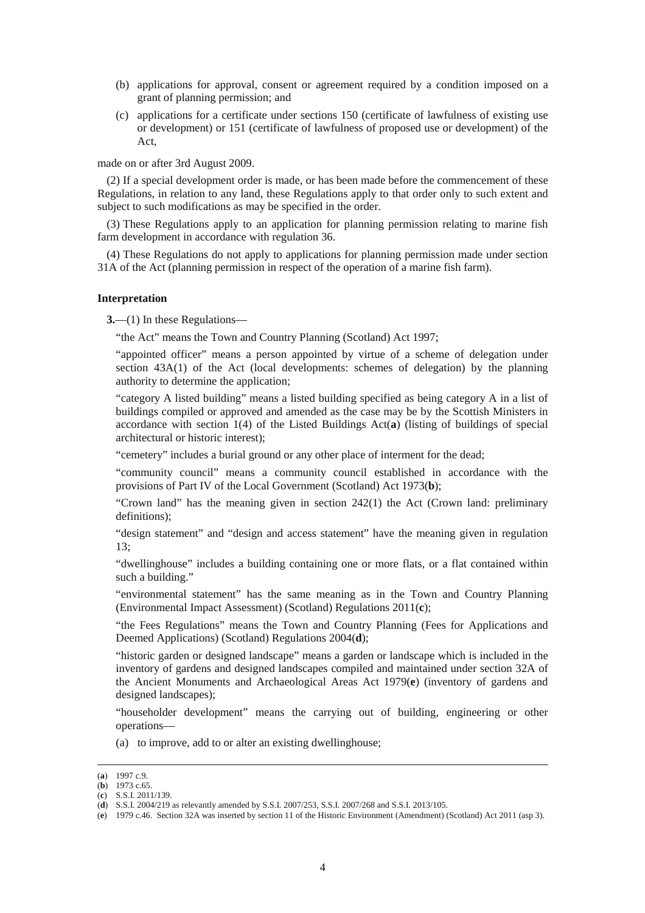(b) applications for approval, consent or agreement required by a condition imposed on a grant of planning permission; and

(c) applications for a certificate under sections 150 (certificate of lawfulness of existing use or development) or 151 (certificate of lawfulness of proposed use or development) of the Act,

made on or after 3rd August 2009.

(2) If a special development order is made, or has been made before the commencement of these Regulations, in relation to any land, these Regulations apply to that order only to such extent and subject to such modifications as may be specified in the order.

(3) These Regulations apply to an application for planning permission relating to marine fish farm development in accordance with regulation 36.

(4) These Regulations do not apply to applications for planning permission made under section 31A of the Act (planning permission in respect of the operation of a marine fish farm).

**Interpretation**

**3.**—(1) In these Regulations—

"the Act" means the Town and Country Planning (Scotland) Act 1997;

"appointed officer" means a person appointed by virtue of a scheme of delegation under section 43A(1) of the Act (local developments: schemes of delegation) by the planning authority to determine the application;

"category A listed building" means a listed building specified as being category A in a list of buildings compiled or approved and amended as the case may be by the Scottish Ministers in accordance with section 1(4) of the Listed Buildings Act(**a**) (listing of buildings of special architectural or historic interest);

"cemetery" includes a burial ground or any other place of interment for the dead;

"community council" means a community council established in accordance with the provisions of Part IV of the Local Government (Scotland) Act 1973(**b**);

"Crown land" has the meaning given in section 242(1) the Act (Crown land: preliminary definitions);

"design statement" and "design and access statement" have the meaning given in regulation 13;

"dwellinghouse" includes a building containing one or more flats, or a flat contained within such a building."

"environmental statement" has the same meaning as in the Town and Country Planning (Environmental Impact Assessment) (Scotland) Regulations 2011(**c**);

"the Fees Regulations" means the Town and Country Planning (Fees for Applications and Deemed Applications) (Scotland) Regulations 2004(**d**);

"historic garden or designed landscape" means a garden or landscape which is included in the inventory of gardens and designed landscapes compiled and maintained under section 32A of the Ancient Monuments and Archaeological Areas Act 1979(**e**) (inventory of gardens and designed landscapes);

"householder development" means the carrying out of building, engineering or other operations—

(a) to improve, add to or alter an existing dwellinghouse;

---

(**a**) 1997 c.9.
(**b**) 1973 c.65.
(**c**) S.S.I. 2011/139.
(**d**) S.S.I. 2004/219 as relevantly amended by S.S.I. 2007/253, S.S.I. 2007/268 and S.S.I. 2013/105.
(**e**) 1979 c.46. Section 32A was inserted by section 11 of the Historic Environment (Amendment) (Scotland) Act 2011 (asp 3).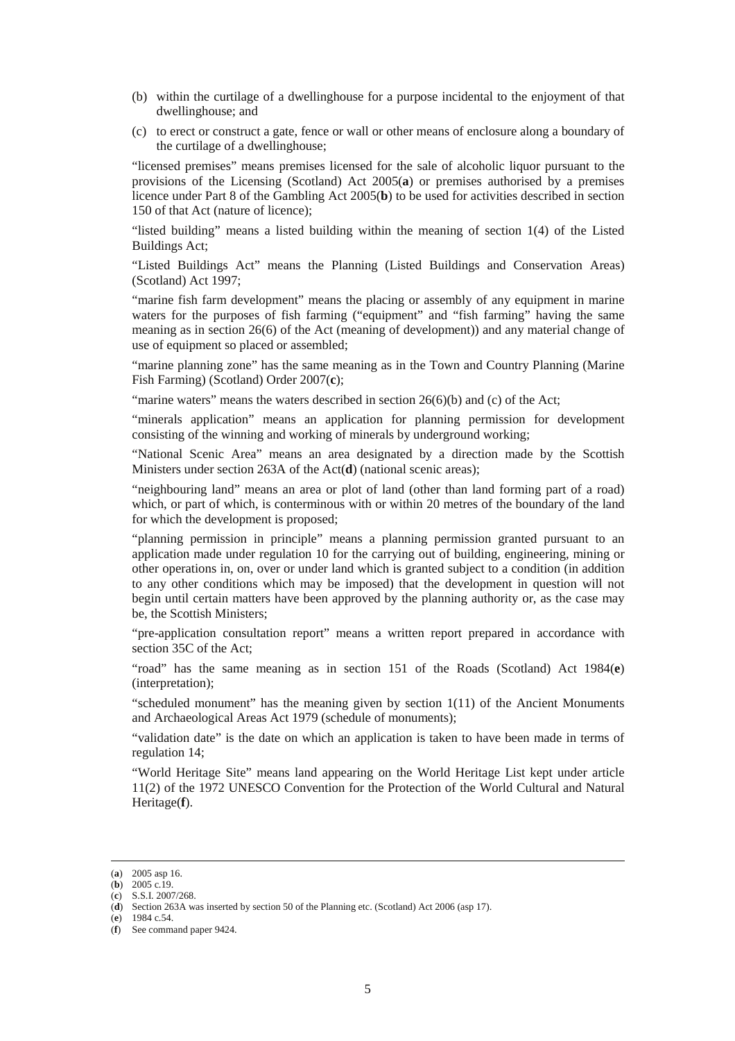(b) within the curtilage of a dwellinghouse for a purpose incidental to the enjoyment of that dwellinghouse; and

(c) to erect or construct a gate, fence or wall or other means of enclosure along a boundary of the curtilage of a dwellinghouse;

"licensed premises" means premises licensed for the sale of alcoholic liquor pursuant to the provisions of the Licensing (Scotland) Act 2005(**a**) or premises authorised by a premises licence under Part 8 of the Gambling Act 2005(**b**) to be used for activities described in section 150 of that Act (nature of licence);

"listed building" means a listed building within the meaning of section 1(4) of the Listed Buildings Act;

"Listed Buildings Act" means the Planning (Listed Buildings and Conservation Areas) (Scotland) Act 1997;

"marine fish farm development" means the placing or assembly of any equipment in marine waters for the purposes of fish farming ("equipment" and "fish farming" having the same meaning as in section 26(6) of the Act (meaning of development)) and any material change of use of equipment so placed or assembled;

"marine planning zone" has the same meaning as in the Town and Country Planning (Marine Fish Farming) (Scotland) Order 2007(**c**);

"marine waters" means the waters described in section 26(6)(b) and (c) of the Act;

"minerals application" means an application for planning permission for development consisting of the winning and working of minerals by underground working;

"National Scenic Area" means an area designated by a direction made by the Scottish Ministers under section 263A of the Act(**d**) (national scenic areas);

"neighbouring land" means an area or plot of land (other than land forming part of a road) which, or part of which, is conterminous with or within 20 metres of the boundary of the land for which the development is proposed;

"planning permission in principle" means a planning permission granted pursuant to an application made under regulation 10 for the carrying out of building, engineering, mining or other operations in, on, over or under land which is granted subject to a condition (in addition to any other conditions which may be imposed) that the development in question will not begin until certain matters have been approved by the planning authority or, as the case may be, the Scottish Ministers;

"pre-application consultation report" means a written report prepared in accordance with section 35C of the Act;

"road" has the same meaning as in section 151 of the Roads (Scotland) Act 1984(**e**) (interpretation);

"scheduled monument" has the meaning given by section 1(11) of the Ancient Monuments and Archaeological Areas Act 1979 (schedule of monuments);

"validation date" is the date on which an application is taken to have been made in terms of regulation 14;

"World Heritage Site" means land appearing on the World Heritage List kept under article 11(2) of the 1972 UNESCO Convention for the Protection of the World Cultural and Natural Heritage(**f**).

---

(**a**) 2005 asp 16.
(**b**) 2005 c.19.
(**c**) S.S.I. 2007/268.
(**d**) Section 263A was inserted by section 50 of the Planning etc. (Scotland) Act 2006 (asp 17).
(**e**) 1984 c.54.
(**f**) See command paper 9424.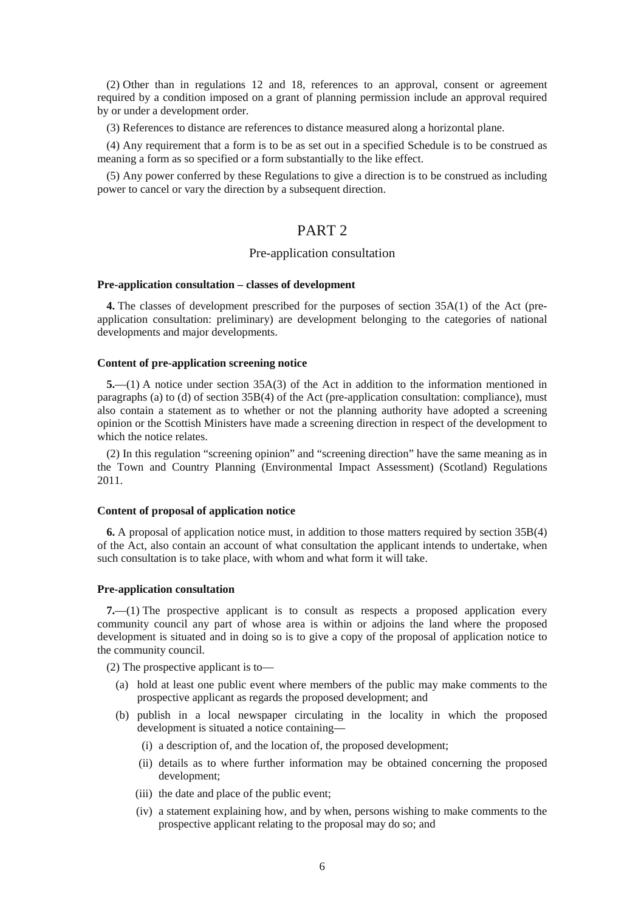(2) Other than in regulations 12 and 18, references to an approval, consent or agreement required by a condition imposed on a grant of planning permission include an approval required by or under a development order.

(3) References to distance are references to distance measured along a horizontal plane.

(4) Any requirement that a form is to be as set out in a specified Schedule is to be construed as meaning a form as so specified or a form substantially to the like effect.

(5) Any power conferred by these Regulations to give a direction is to be construed as including power to cancel or vary the direction by a subsequent direction.

# PART 2

## Pre-application consultation

### Pre-application consultation – classes of development

**4.** The classes of development prescribed for the purposes of section 35A(1) of the Act (pre-application consultation: preliminary) are development belonging to the categories of national developments and major developments.

### Content of pre-application screening notice

**5.**—(1) A notice under section 35A(3) of the Act in addition to the information mentioned in paragraphs (a) to (d) of section 35B(4) of the Act (pre-application consultation: compliance), must also contain a statement as to whether or not the planning authority have adopted a screening opinion or the Scottish Ministers have made a screening direction in respect of the development to which the notice relates.

(2) In this regulation "screening opinion" and "screening direction" have the same meaning as in the Town and Country Planning (Environmental Impact Assessment) (Scotland) Regulations 2011.

### Content of proposal of application notice

**6.** A proposal of application notice must, in addition to those matters required by section 35B(4) of the Act, also contain an account of what consultation the applicant intends to undertake, when such consultation is to take place, with whom and what form it will take.

### Pre-application consultation

**7.**—(1) The prospective applicant is to consult as respects a proposed application every community council any part of whose area is within or adjoins the land where the proposed development is situated and in doing so is to give a copy of the proposal of application notice to the community council.

(2) The prospective applicant is to—

(a) hold at least one public event where members of the public may make comments to the prospective applicant as regards the proposed development; and

(b) publish in a local newspaper circulating in the locality in which the proposed development is situated a notice containing—

(i) a description of, and the location of, the proposed development;

(ii) details as to where further information may be obtained concerning the proposed development;

(iii) the date and place of the public event;

(iv) a statement explaining how, and by when, persons wishing to make comments to the prospective applicant relating to the proposal may do so; and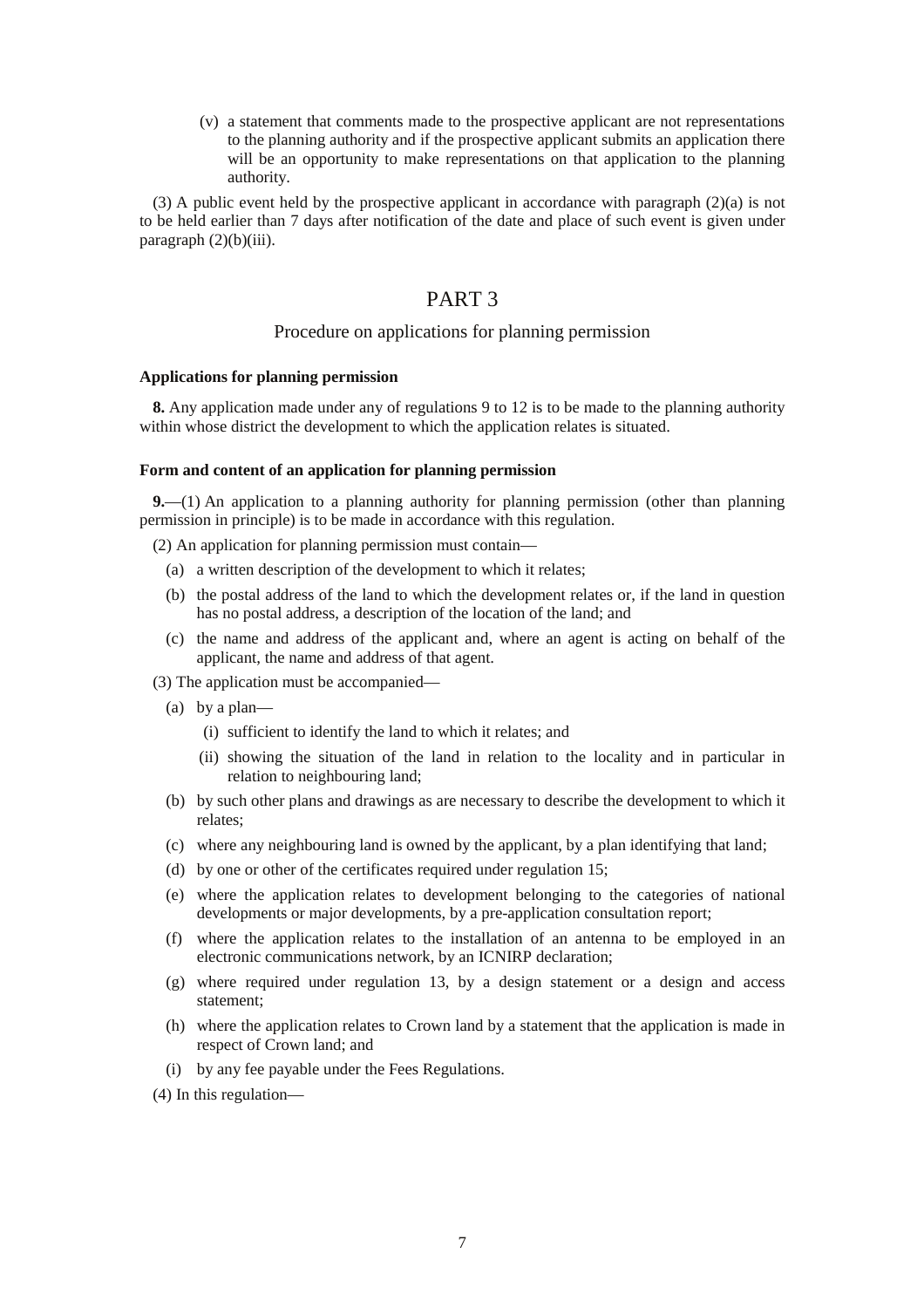(v) a statement that comments made to the prospective applicant are not representations to the planning authority and if the prospective applicant submits an application there will be an opportunity to make representations on that application to the planning authority.

(3) A public event held by the prospective applicant in accordance with paragraph (2)(a) is not to be held earlier than 7 days after notification of the date and place of such event is given under paragraph (2)(b)(iii).

# PART 3

## Procedure on applications for planning permission

### Applications for planning permission

**8.** Any application made under any of regulations 9 to 12 is to be made to the planning authority within whose district the development to which the application relates is situated.

### Form and content of an application for planning permission

**9.**—(1) An application to a planning authority for planning permission (other than planning permission in principle) is to be made in accordance with this regulation.

(2) An application for planning permission must contain—

- (a) a written description of the development to which it relates;
- (b) the postal address of the land to which the development relates or, if the land in question has no postal address, a description of the location of the land; and
- (c) the name and address of the applicant and, where an agent is acting on behalf of the applicant, the name and address of that agent.

(3) The application must be accompanied—

- (a) by a plan—
  - (i) sufficient to identify the land to which it relates; and
  - (ii) showing the situation of the land in relation to the locality and in particular in relation to neighbouring land;
- (b) by such other plans and drawings as are necessary to describe the development to which it relates;
- (c) where any neighbouring land is owned by the applicant, by a plan identifying that land;
- (d) by one or other of the certificates required under regulation 15;
- (e) where the application relates to development belonging to the categories of national developments or major developments, by a pre-application consultation report;
- (f) where the application relates to the installation of an antenna to be employed in an electronic communications network, by an ICNIRP declaration;
- (g) where required under regulation 13, by a design statement or a design and access statement;
- (h) where the application relates to Crown land by a statement that the application is made in respect of Crown land; and
- (i) by any fee payable under the Fees Regulations.

(4) In this regulation—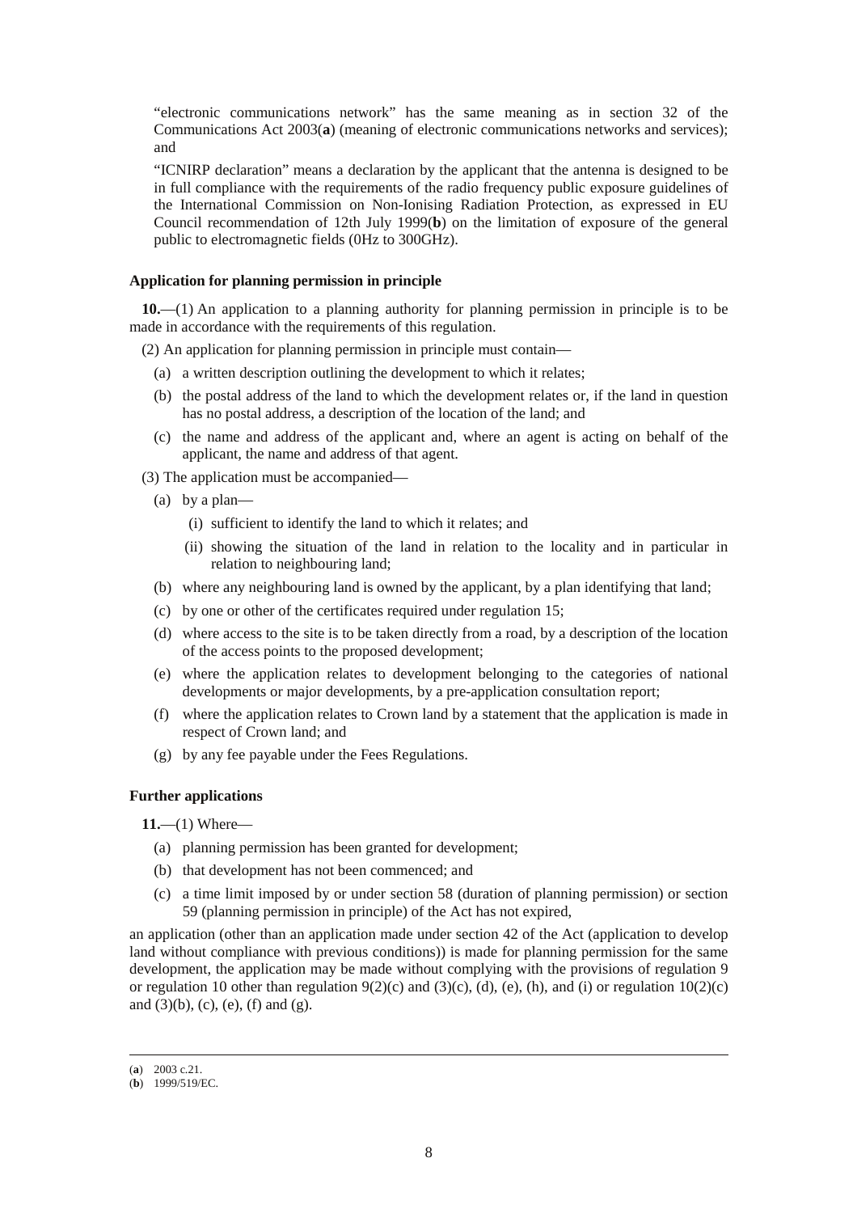"electronic communications network" has the same meaning as in section 32 of the Communications Act 2003(**a**) (meaning of electronic communications networks and services); and

"ICNIRP declaration" means a declaration by the applicant that the antenna is designed to be in full compliance with the requirements of the radio frequency public exposure guidelines of the International Commission on Non-Ionising Radiation Protection, as expressed in EU Council recommendation of 12th July 1999(**b**) on the limitation of exposure of the general public to electromagnetic fields (0Hz to 300GHz).

### Application for planning permission in principle

**10.**—(1) An application to a planning authority for planning permission in principle is to be made in accordance with the requirements of this regulation.

(2) An application for planning permission in principle must contain—

- (a) a written description outlining the development to which it relates;
- (b) the postal address of the land to which the development relates or, if the land in question has no postal address, a description of the location of the land; and
- (c) the name and address of the applicant and, where an agent is acting on behalf of the applicant, the name and address of that agent.

(3) The application must be accompanied—

- (a) by a plan—
  - (i) sufficient to identify the land to which it relates; and
  - (ii) showing the situation of the land in relation to the locality and in particular in relation to neighbouring land;
- (b) where any neighbouring land is owned by the applicant, by a plan identifying that land;
- (c) by one or other of the certificates required under regulation 15;
- (d) where access to the site is to be taken directly from a road, by a description of the location of the access points to the proposed development;
- (e) where the application relates to development belonging to the categories of national developments or major developments, by a pre-application consultation report;
- (f) where the application relates to Crown land by a statement that the application is made in respect of Crown land; and
- (g) by any fee payable under the Fees Regulations.

### Further applications

**11.**—(1) Where—

- (a) planning permission has been granted for development;
- (b) that development has not been commenced; and
- (c) a time limit imposed by or under section 58 (duration of planning permission) or section 59 (planning permission in principle) of the Act has not expired,

an application (other than an application made under section 42 of the Act (application to develop land without compliance with previous conditions)) is made for planning permission for the same development, the application may be made without complying with the provisions of regulation 9 or regulation 10 other than regulation 9(2)(c) and (3)(c), (d), (e), (h), and (i) or regulation 10(2)(c) and (3)(b), (c), (e), (f) and (g).

---

(**a**) 2003 c.21.

(**b**) 1999/519/EC.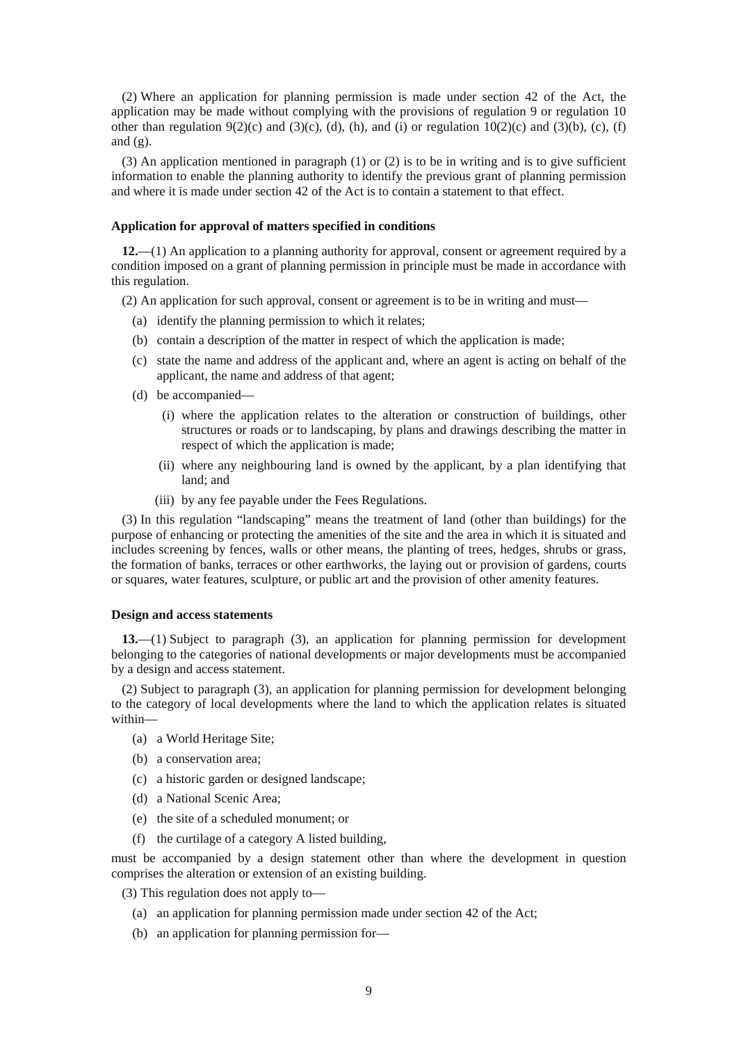(2) Where an application for planning permission is made under section 42 of the Act, the application may be made without complying with the provisions of regulation 9 or regulation 10 other than regulation 9(2)(c) and (3)(c), (d), (h), and (i) or regulation 10(2)(c) and (3)(b), (c), (f) and (g).

(3) An application mentioned in paragraph (1) or (2) is to be in writing and is to give sufficient information to enable the planning authority to identify the previous grant of planning permission and where it is made under section 42 of the Act is to contain a statement to that effect.

**Application for approval of matters specified in conditions**

**12.**—(1) An application to a planning authority for approval, consent or agreement required by a condition imposed on a grant of planning permission in principle must be made in accordance with this regulation.

(2) An application for such approval, consent or agreement is to be in writing and must—

- (a) identify the planning permission to which it relates;
- (b) contain a description of the matter in respect of which the application is made;
- (c) state the name and address of the applicant and, where an agent is acting on behalf of the applicant, the name and address of that agent;
- (d) be accompanied—
  - (i) where the application relates to the alteration or construction of buildings, other structures or roads or to landscaping, by plans and drawings describing the matter in respect of which the application is made;
  - (ii) where any neighbouring land is owned by the applicant, by a plan identifying that land; and
  - (iii) by any fee payable under the Fees Regulations.

(3) In this regulation "landscaping" means the treatment of land (other than buildings) for the purpose of enhancing or protecting the amenities of the site and the area in which it is situated and includes screening by fences, walls or other means, the planting of trees, hedges, shrubs or grass, the formation of banks, terraces or other earthworks, the laying out or provision of gardens, courts or squares, water features, sculpture, or public art and the provision of other amenity features.

**Design and access statements**

**13.**—(1) Subject to paragraph (3), an application for planning permission for development belonging to the categories of national developments or major developments must be accompanied by a design and access statement.

(2) Subject to paragraph (3), an application for planning permission for development belonging to the category of local developments where the land to which the application relates is situated within—

- (a) a World Heritage Site;
- (b) a conservation area;
- (c) a historic garden or designed landscape;
- (d) a National Scenic Area;
- (e) the site of a scheduled monument; or
- (f) the curtilage of a category A listed building,

must be accompanied by a design statement other than where the development in question comprises the alteration or extension of an existing building.

(3) This regulation does not apply to—

- (a) an application for planning permission made under section 42 of the Act;
- (b) an application for planning permission for—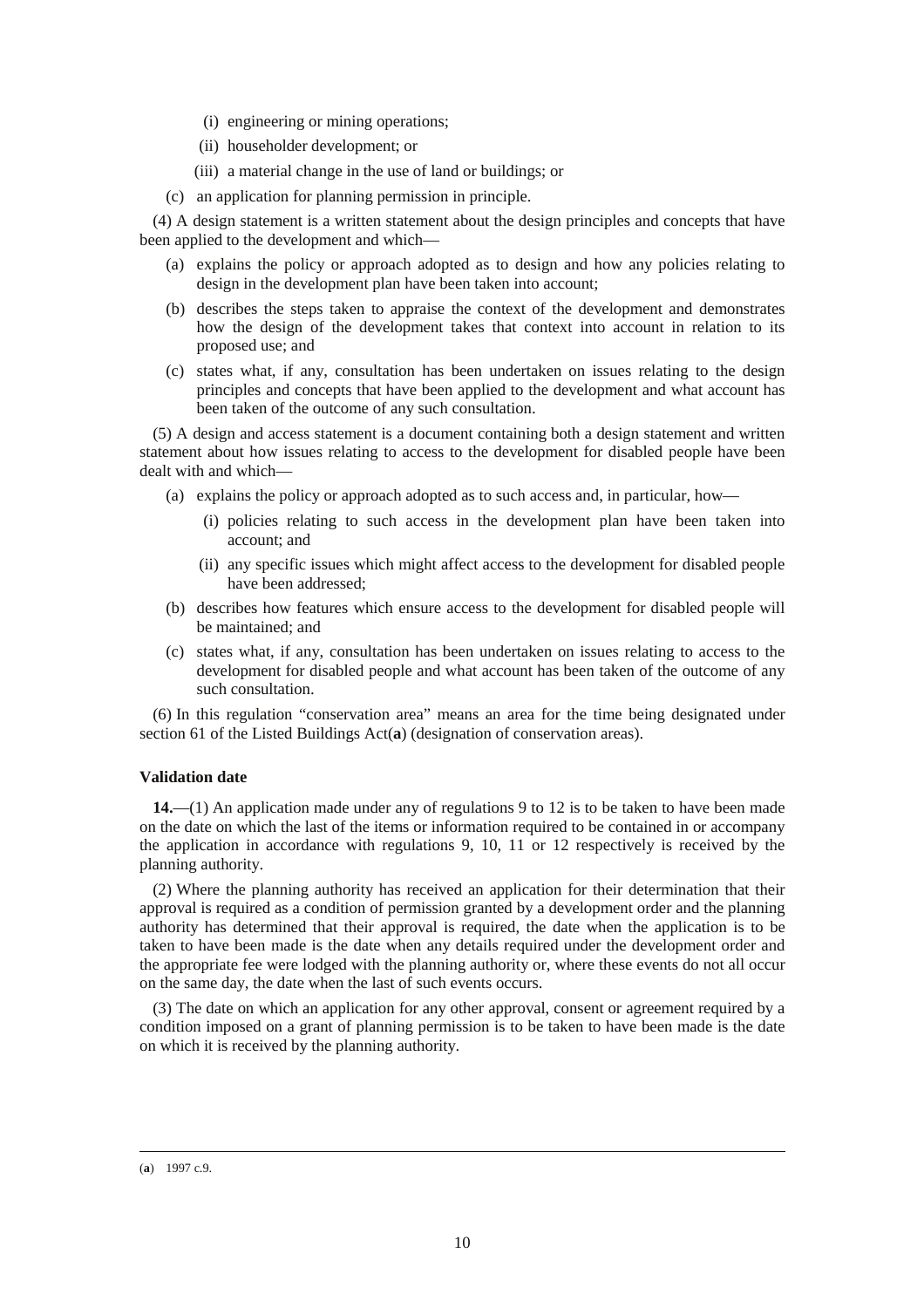(i) engineering or mining operations;

(ii) householder development; or

(iii) a material change in the use of land or buildings; or

(c) an application for planning permission in principle.

(4) A design statement is a written statement about the design principles and concepts that have been applied to the development and which—

(a) explains the policy or approach adopted as to design and how any policies relating to design in the development plan have been taken into account;

(b) describes the steps taken to appraise the context of the development and demonstrates how the design of the development takes that context into account in relation to its proposed use; and

(c) states what, if any, consultation has been undertaken on issues relating to the design principles and concepts that have been applied to the development and what account has been taken of the outcome of any such consultation.

(5) A design and access statement is a document containing both a design statement and written statement about how issues relating to access to the development for disabled people have been dealt with and which—

(a) explains the policy or approach adopted as to such access and, in particular, how—

(i) policies relating to such access in the development plan have been taken into account; and

(ii) any specific issues which might affect access to the development for disabled people have been addressed;

(b) describes how features which ensure access to the development for disabled people will be maintained; and

(c) states what, if any, consultation has been undertaken on issues relating to access to the development for disabled people and what account has been taken of the outcome of any such consultation.

(6) In this regulation "conservation area" means an area for the time being designated under section 61 of the Listed Buildings Act(**a**) (designation of conservation areas).

**Validation date**

**14.**—(1) An application made under any of regulations 9 to 12 is to be taken to have been made on the date on which the last of the items or information required to be contained in or accompany the application in accordance with regulations 9, 10, 11 or 12 respectively is received by the planning authority.

(2) Where the planning authority has received an application for their determination that their approval is required as a condition of permission granted by a development order and the planning authority has determined that their approval is required, the date when the application is to be taken to have been made is the date when any details required under the development order and the appropriate fee were lodged with the planning authority or, where these events do not all occur on the same day, the date when the last of such events occurs.

(3) The date on which an application for any other approval, consent or agreement required by a condition imposed on a grant of planning permission is to be taken to have been made is the date on which it is received by the planning authority.

(**a**) 1997 c.9.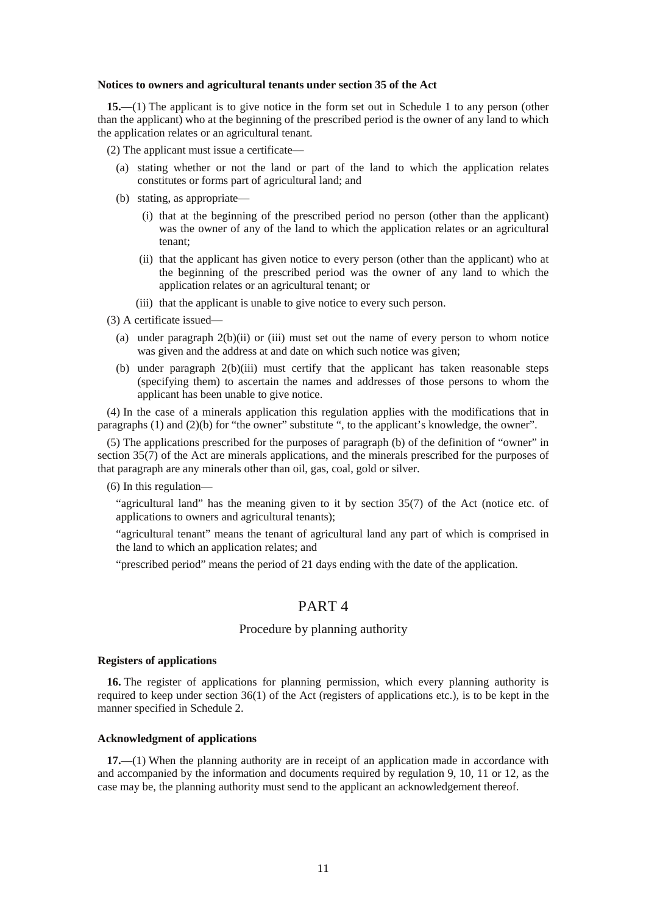**Notices to owners and agricultural tenants under section 35 of the Act**

**15.**—(1) The applicant is to give notice in the form set out in Schedule 1 to any person (other than the applicant) who at the beginning of the prescribed period is the owner of any land to which the application relates or an agricultural tenant.

(2) The applicant must issue a certificate—

(a) stating whether or not the land or part of the land to which the application relates constitutes or forms part of agricultural land; and

(b) stating, as appropriate—

(i) that at the beginning of the prescribed period no person (other than the applicant) was the owner of any of the land to which the application relates or an agricultural tenant;

(ii) that the applicant has given notice to every person (other than the applicant) who at the beginning of the prescribed period was the owner of any land to which the application relates or an agricultural tenant; or

(iii) that the applicant is unable to give notice to every such person.

(3) A certificate issued—

(a) under paragraph 2(b)(ii) or (iii) must set out the name of every person to whom notice was given and the address at and date on which such notice was given;

(b) under paragraph 2(b)(iii) must certify that the applicant has taken reasonable steps (specifying them) to ascertain the names and addresses of those persons to whom the applicant has been unable to give notice.

(4) In the case of a minerals application this regulation applies with the modifications that in paragraphs (1) and (2)(b) for "the owner" substitute ", to the applicant's knowledge, the owner".

(5) The applications prescribed for the purposes of paragraph (b) of the definition of "owner" in section 35(7) of the Act are minerals applications, and the minerals prescribed for the purposes of that paragraph are any minerals other than oil, gas, coal, gold or silver.

(6) In this regulation—

"agricultural land" has the meaning given to it by section 35(7) of the Act (notice etc. of applications to owners and agricultural tenants);

"agricultural tenant" means the tenant of agricultural land any part of which is comprised in the land to which an application relates; and

"prescribed period" means the period of 21 days ending with the date of the application.

# PART 4

## Procedure by planning authority

**Registers of applications**

**16.** The register of applications for planning permission, which every planning authority is required to keep under section 36(1) of the Act (registers of applications etc.), is to be kept in the manner specified in Schedule 2.

**Acknowledgment of applications**

**17.**—(1) When the planning authority are in receipt of an application made in accordance with and accompanied by the information and documents required by regulation 9, 10, 11 or 12, as the case may be, the planning authority must send to the applicant an acknowledgement thereof.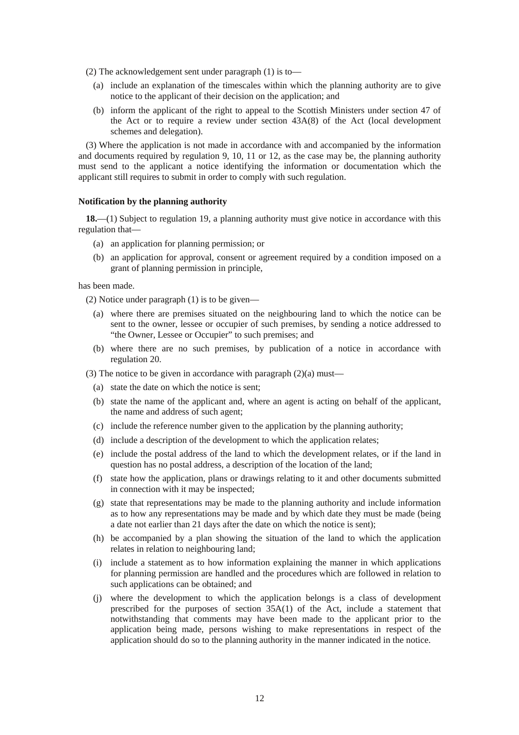(2) The acknowledgement sent under paragraph (1) is to—

(a) include an explanation of the timescales within which the planning authority are to give notice to the applicant of their decision on the application; and

(b) inform the applicant of the right to appeal to the Scottish Ministers under section 47 of the Act or to require a review under section 43A(8) of the Act (local development schemes and delegation).

(3) Where the application is not made in accordance with and accompanied by the information and documents required by regulation 9, 10, 11 or 12, as the case may be, the planning authority must send to the applicant a notice identifying the information or documentation which the applicant still requires to submit in order to comply with such regulation.

**Notification by the planning authority**

**18.**—(1) Subject to regulation 19, a planning authority must give notice in accordance with this regulation that—

(a) an application for planning permission; or

(b) an application for approval, consent or agreement required by a condition imposed on a grant of planning permission in principle,

has been made.

(2) Notice under paragraph (1) is to be given—

(a) where there are premises situated on the neighbouring land to which the notice can be sent to the owner, lessee or occupier of such premises, by sending a notice addressed to "the Owner, Lessee or Occupier" to such premises; and

(b) where there are no such premises, by publication of a notice in accordance with regulation 20.

(3) The notice to be given in accordance with paragraph (2)(a) must—

(a) state the date on which the notice is sent;

(b) state the name of the applicant and, where an agent is acting on behalf of the applicant, the name and address of such agent;

(c) include the reference number given to the application by the planning authority;

(d) include a description of the development to which the application relates;

(e) include the postal address of the land to which the development relates, or if the land in question has no postal address, a description of the location of the land;

(f) state how the application, plans or drawings relating to it and other documents submitted in connection with it may be inspected;

(g) state that representations may be made to the planning authority and include information as to how any representations may be made and by which date they must be made (being a date not earlier than 21 days after the date on which the notice is sent);

(h) be accompanied by a plan showing the situation of the land to which the application relates in relation to neighbouring land;

(i) include a statement as to how information explaining the manner in which applications for planning permission are handled and the procedures which are followed in relation to such applications can be obtained; and

(j) where the development to which the application belongs is a class of development prescribed for the purposes of section 35A(1) of the Act, include a statement that notwithstanding that comments may have been made to the applicant prior to the application being made, persons wishing to make representations in respect of the application should do so to the planning authority in the manner indicated in the notice.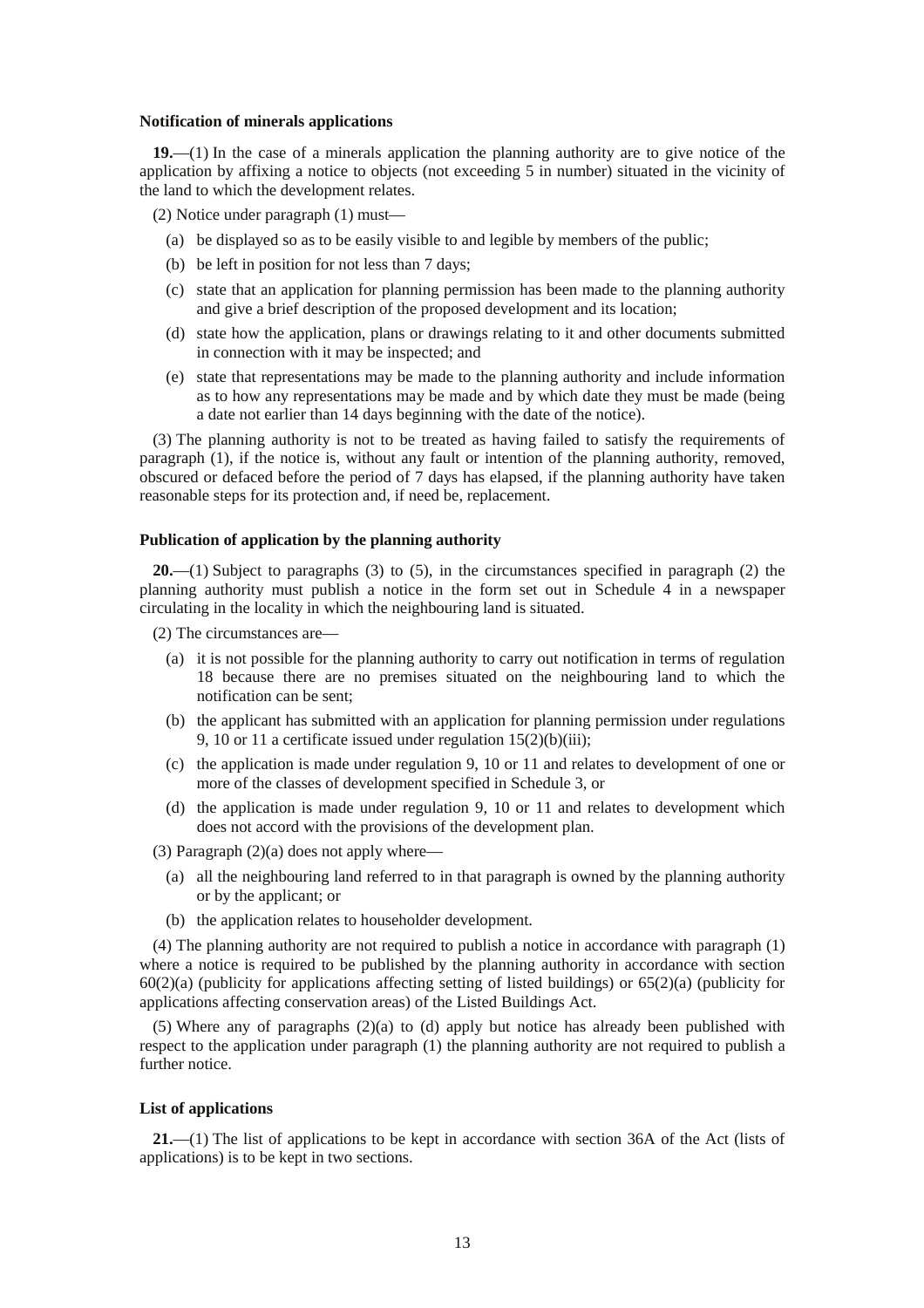**Notification of minerals applications**

**19.**—(1) In the case of a minerals application the planning authority are to give notice of the application by affixing a notice to objects (not exceeding 5 in number) situated in the vicinity of the land to which the development relates.

(2) Notice under paragraph (1) must—

(a) be displayed so as to be easily visible to and legible by members of the public;

(b) be left in position for not less than 7 days;

(c) state that an application for planning permission has been made to the planning authority and give a brief description of the proposed development and its location;

(d) state how the application, plans or drawings relating to it and other documents submitted in connection with it may be inspected; and

(e) state that representations may be made to the planning authority and include information as to how any representations may be made and by which date they must be made (being a date not earlier than 14 days beginning with the date of the notice).

(3) The planning authority is not to be treated as having failed to satisfy the requirements of paragraph (1), if the notice is, without any fault or intention of the planning authority, removed, obscured or defaced before the period of 7 days has elapsed, if the planning authority have taken reasonable steps for its protection and, if need be, replacement.

**Publication of application by the planning authority**

**20.**—(1) Subject to paragraphs (3) to (5), in the circumstances specified in paragraph (2) the planning authority must publish a notice in the form set out in Schedule 4 in a newspaper circulating in the locality in which the neighbouring land is situated.

(2) The circumstances are—

(a) it is not possible for the planning authority to carry out notification in terms of regulation 18 because there are no premises situated on the neighbouring land to which the notification can be sent;

(b) the applicant has submitted with an application for planning permission under regulations 9, 10 or 11 a certificate issued under regulation 15(2)(b)(iii);

(c) the application is made under regulation 9, 10 or 11 and relates to development of one or more of the classes of development specified in Schedule 3, or

(d) the application is made under regulation 9, 10 or 11 and relates to development which does not accord with the provisions of the development plan.

(3) Paragraph (2)(a) does not apply where—

(a) all the neighbouring land referred to in that paragraph is owned by the planning authority or by the applicant; or

(b) the application relates to householder development.

(4) The planning authority are not required to publish a notice in accordance with paragraph (1) where a notice is required to be published by the planning authority in accordance with section 60(2)(a) (publicity for applications affecting setting of listed buildings) or 65(2)(a) (publicity for applications affecting conservation areas) of the Listed Buildings Act.

(5) Where any of paragraphs (2)(a) to (d) apply but notice has already been published with respect to the application under paragraph (1) the planning authority are not required to publish a further notice.

**List of applications**

**21.**—(1) The list of applications to be kept in accordance with section 36A of the Act (lists of applications) is to be kept in two sections.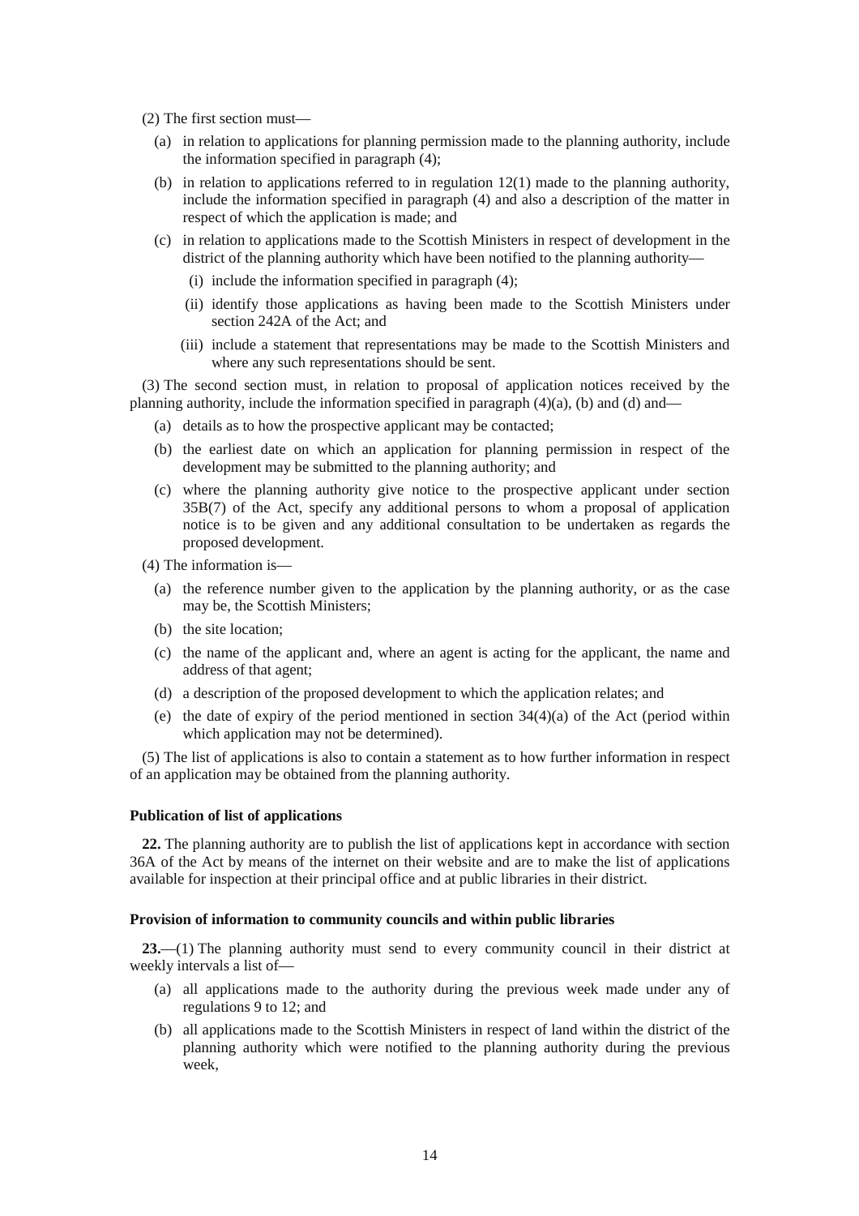(2) The first section must—

(a) in relation to applications for planning permission made to the planning authority, include the information specified in paragraph (4);

(b) in relation to applications referred to in regulation 12(1) made to the planning authority, include the information specified in paragraph (4) and also a description of the matter in respect of which the application is made; and

(c) in relation to applications made to the Scottish Ministers in respect of development in the district of the planning authority which have been notified to the planning authority—

(i) include the information specified in paragraph (4);

(ii) identify those applications as having been made to the Scottish Ministers under section 242A of the Act; and

(iii) include a statement that representations may be made to the Scottish Ministers and where any such representations should be sent.

(3) The second section must, in relation to proposal of application notices received by the planning authority, include the information specified in paragraph (4)(a), (b) and (d) and—

(a) details as to how the prospective applicant may be contacted;

(b) the earliest date on which an application for planning permission in respect of the development may be submitted to the planning authority; and

(c) where the planning authority give notice to the prospective applicant under section 35B(7) of the Act, specify any additional persons to whom a proposal of application notice is to be given and any additional consultation to be undertaken as regards the proposed development.

(4) The information is—

(a) the reference number given to the application by the planning authority, or as the case may be, the Scottish Ministers;

(b) the site location;

(c) the name of the applicant and, where an agent is acting for the applicant, the name and address of that agent;

(d) a description of the proposed development to which the application relates; and

(e) the date of expiry of the period mentioned in section 34(4)(a) of the Act (period within which application may not be determined).

(5) The list of applications is also to contain a statement as to how further information in respect of an application may be obtained from the planning authority.

**Publication of list of applications**

**22.** The planning authority are to publish the list of applications kept in accordance with section 36A of the Act by means of the internet on their website and are to make the list of applications available for inspection at their principal office and at public libraries in their district.

**Provision of information to community councils and within public libraries**

**23.**—(1) The planning authority must send to every community council in their district at weekly intervals a list of—

(a) all applications made to the authority during the previous week made under any of regulations 9 to 12; and

(b) all applications made to the Scottish Ministers in respect of land within the district of the planning authority which were notified to the planning authority during the previous week,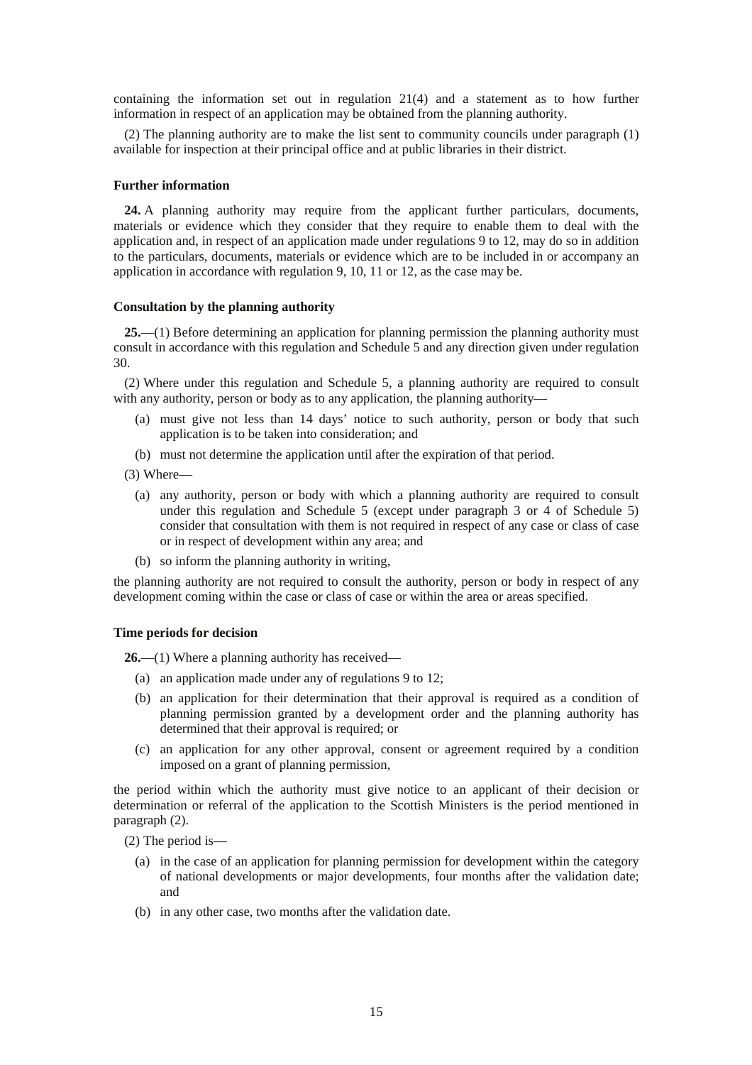containing the information set out in regulation 21(4) and a statement as to how further information in respect of an application may be obtained from the planning authority.

(2) The planning authority are to make the list sent to community councils under paragraph (1) available for inspection at their principal office and at public libraries in their district.

**Further information**

**24.** A planning authority may require from the applicant further particulars, documents, materials or evidence which they consider that they require to enable them to deal with the application and, in respect of an application made under regulations 9 to 12, may do so in addition to the particulars, documents, materials or evidence which are to be included in or accompany an application in accordance with regulation 9, 10, 11 or 12, as the case may be.

**Consultation by the planning authority**

**25.**—(1) Before determining an application for planning permission the planning authority must consult in accordance with this regulation and Schedule 5 and any direction given under regulation 30.

(2) Where under this regulation and Schedule 5, a planning authority are required to consult with any authority, person or body as to any application, the planning authority—

- (a) must give not less than 14 days' notice to such authority, person or body that such application is to be taken into consideration; and
- (b) must not determine the application until after the expiration of that period.

(3) Where—

- (a) any authority, person or body with which a planning authority are required to consult under this regulation and Schedule 5 (except under paragraph 3 or 4 of Schedule 5) consider that consultation with them is not required in respect of any case or class of case or in respect of development within any area; and
- (b) so inform the planning authority in writing,

the planning authority are not required to consult the authority, person or body in respect of any development coming within the case or class of case or within the area or areas specified.

**Time periods for decision**

**26.**—(1) Where a planning authority has received—

- (a) an application made under any of regulations 9 to 12;
- (b) an application for their determination that their approval is required as a condition of planning permission granted by a development order and the planning authority has determined that their approval is required; or
- (c) an application for any other approval, consent or agreement required by a condition imposed on a grant of planning permission,

the period within which the authority must give notice to an applicant of their decision or determination or referral of the application to the Scottish Ministers is the period mentioned in paragraph (2).

(2) The period is—

- (a) in the case of an application for planning permission for development within the category of national developments or major developments, four months after the validation date; and
- (b) in any other case, two months after the validation date.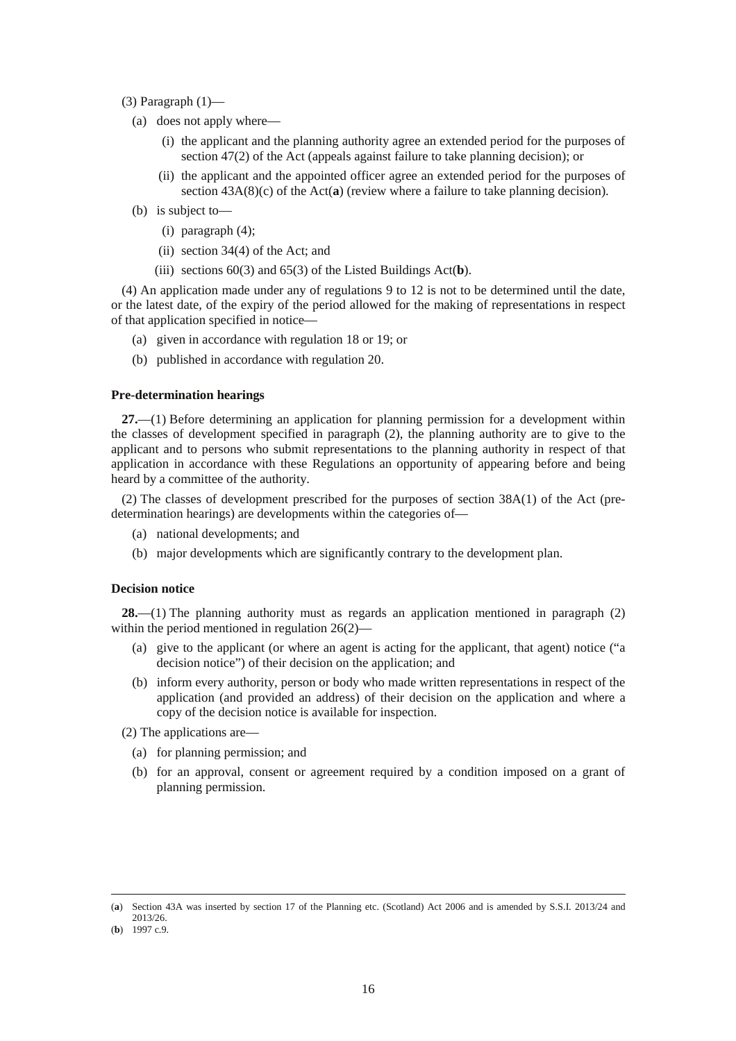(3) Paragraph (1)—

- (a) does not apply where—
  - (i) the applicant and the planning authority agree an extended period for the purposes of section 47(2) of the Act (appeals against failure to take planning decision); or
  - (ii) the applicant and the appointed officer agree an extended period for the purposes of section 43A(8)(c) of the Act(**a**) (review where a failure to take planning decision).
- (b) is subject to—
  - (i) paragraph (4);
  - (ii) section 34(4) of the Act; and
  - (iii) sections 60(3) and 65(3) of the Listed Buildings Act(**b**).

(4) An application made under any of regulations 9 to 12 is not to be determined until the date, or the latest date, of the expiry of the period allowed for the making of representations in respect of that application specified in notice—

- (a) given in accordance with regulation 18 or 19; or
- (b) published in accordance with regulation 20.

**Pre-determination hearings**

**27.**—(1) Before determining an application for planning permission for a development within the classes of development specified in paragraph (2), the planning authority are to give to the applicant and to persons who submit representations to the planning authority in respect of that application in accordance with these Regulations an opportunity of appearing before and being heard by a committee of the authority.

(2) The classes of development prescribed for the purposes of section 38A(1) of the Act (pre-determination hearings) are developments within the categories of—

- (a) national developments; and
- (b) major developments which are significantly contrary to the development plan.

**Decision notice**

**28.**—(1) The planning authority must as regards an application mentioned in paragraph (2) within the period mentioned in regulation 26(2)—

- (a) give to the applicant (or where an agent is acting for the applicant, that agent) notice ("a decision notice") of their decision on the application; and
- (b) inform every authority, person or body who made written representations in respect of the application (and provided an address) of their decision on the application and where a copy of the decision notice is available for inspection.

(2) The applications are—

- (a) for planning permission; and
- (b) for an approval, consent or agreement required by a condition imposed on a grant of planning permission.

---

(**a**) Section 43A was inserted by section 17 of the Planning etc. (Scotland) Act 2006 and is amended by S.S.I. 2013/24 and 2013/26.

(**b**) 1997 c.9.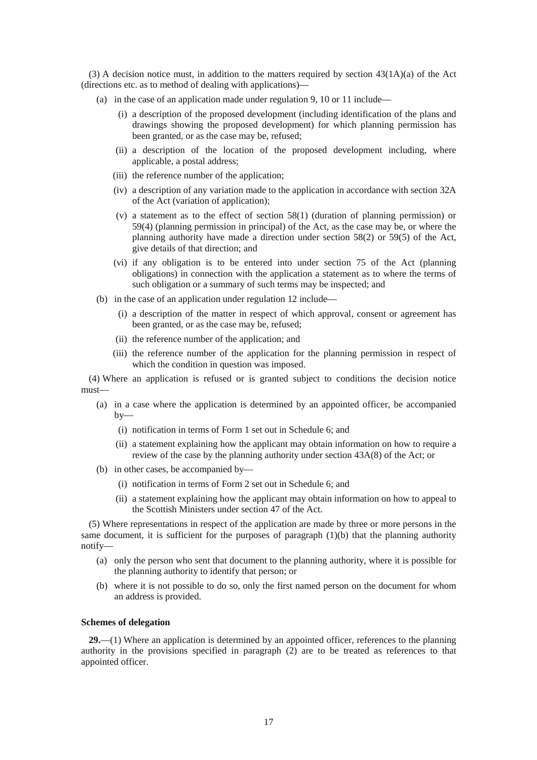(3) A decision notice must, in addition to the matters required by section 43(1A)(a) of the Act (directions etc. as to method of dealing with applications)—

- (a) in the case of an application made under regulation 9, 10 or 11 include—
  - (i) a description of the proposed development (including identification of the plans and drawings showing the proposed development) for which planning permission has been granted, or as the case may be, refused;
  - (ii) a description of the location of the proposed development including, where applicable, a postal address;
  - (iii) the reference number of the application;
  - (iv) a description of any variation made to the application in accordance with section 32A of the Act (variation of application);
  - (v) a statement as to the effect of section 58(1) (duration of planning permission) or 59(4) (planning permission in principal) of the Act, as the case may be, or where the planning authority have made a direction under section 58(2) or 59(5) of the Act, give details of that direction; and
  - (vi) if any obligation is to be entered into under section 75 of the Act (planning obligations) in connection with the application a statement as to where the terms of such obligation or a summary of such terms may be inspected; and
- (b) in the case of an application under regulation 12 include—
  - (i) a description of the matter in respect of which approval, consent or agreement has been granted, or as the case may be, refused;
  - (ii) the reference number of the application; and
  - (iii) the reference number of the application for the planning permission in respect of which the condition in question was imposed.

(4) Where an application is refused or is granted subject to conditions the decision notice must—

- (a) in a case where the application is determined by an appointed officer, be accompanied by—
  - (i) notification in terms of Form 1 set out in Schedule 6; and
  - (ii) a statement explaining how the applicant may obtain information on how to require a review of the case by the planning authority under section 43A(8) of the Act; or
- (b) in other cases, be accompanied by—
  - (i) notification in terms of Form 2 set out in Schedule 6; and
  - (ii) a statement explaining how the applicant may obtain information on how to appeal to the Scottish Ministers under section 47 of the Act.

(5) Where representations in respect of the application are made by three or more persons in the same document, it is sufficient for the purposes of paragraph (1)(b) that the planning authority notify—

- (a) only the person who sent that document to the planning authority, where it is possible for the planning authority to identify that person; or
- (b) where it is not possible to do so, only the first named person on the document for whom an address is provided.

**Schemes of delegation**

**29.**—(1) Where an application is determined by an appointed officer, references to the planning authority in the provisions specified in paragraph (2) are to be treated as references to that appointed officer.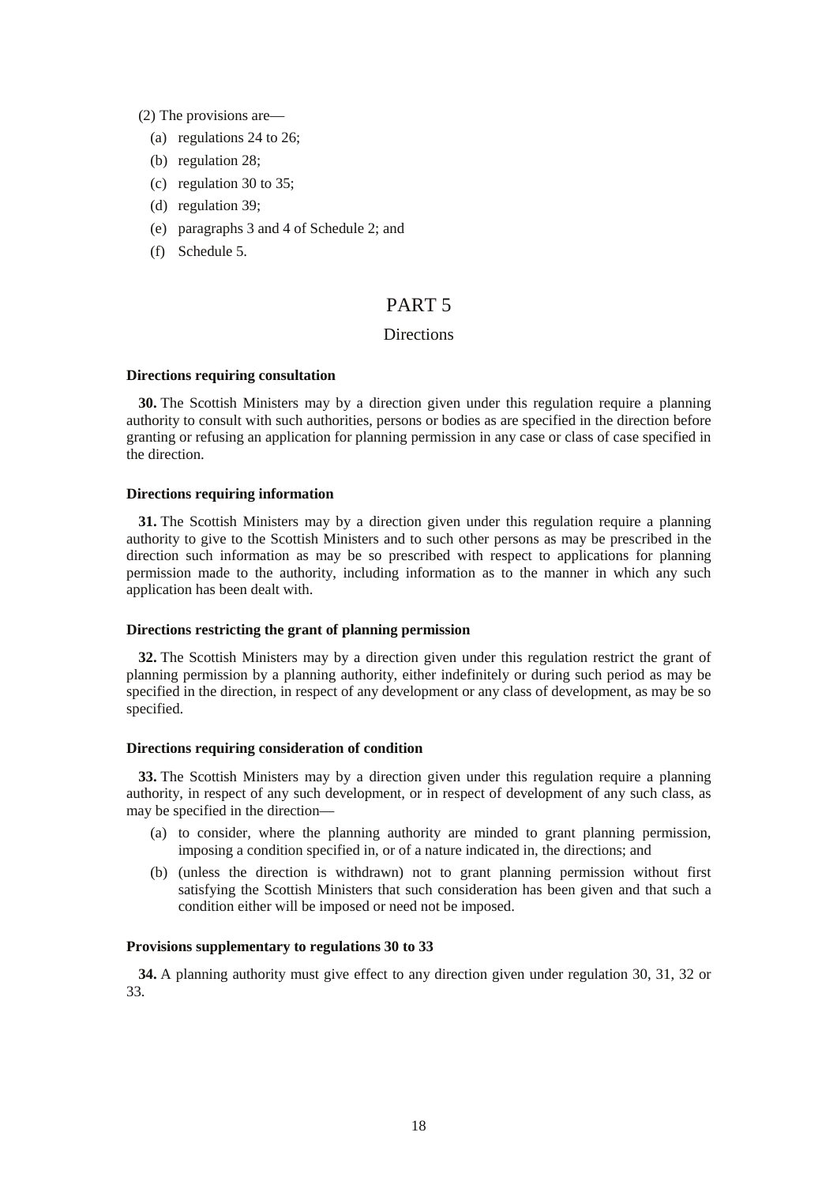(2) The provisions are—

(a) regulations 24 to 26;

(b) regulation 28;

(c) regulation 30 to 35;

(d) regulation 39;

(e) paragraphs 3 and 4 of Schedule 2; and

(f) Schedule 5.

# PART 5

## Directions

**Directions requiring consultation**

**30.** The Scottish Ministers may by a direction given under this regulation require a planning authority to consult with such authorities, persons or bodies as are specified in the direction before granting or refusing an application for planning permission in any case or class of case specified in the direction.

**Directions requiring information**

**31.** The Scottish Ministers may by a direction given under this regulation require a planning authority to give to the Scottish Ministers and to such other persons as may be prescribed in the direction such information as may be so prescribed with respect to applications for planning permission made to the authority, including information as to the manner in which any such application has been dealt with.

**Directions restricting the grant of planning permission**

**32.** The Scottish Ministers may by a direction given under this regulation restrict the grant of planning permission by a planning authority, either indefinitely or during such period as may be specified in the direction, in respect of any development or any class of development, as may be so specified.

**Directions requiring consideration of condition**

**33.** The Scottish Ministers may by a direction given under this regulation require a planning authority, in respect of any such development, or in respect of development of any such class, as may be specified in the direction—

(a) to consider, where the planning authority are minded to grant planning permission, imposing a condition specified in, or of a nature indicated in, the directions; and

(b) (unless the direction is withdrawn) not to grant planning permission without first satisfying the Scottish Ministers that such consideration has been given and that such a condition either will be imposed or need not be imposed.

**Provisions supplementary to regulations 30 to 33**

**34.** A planning authority must give effect to any direction given under regulation 30, 31, 32 or 33.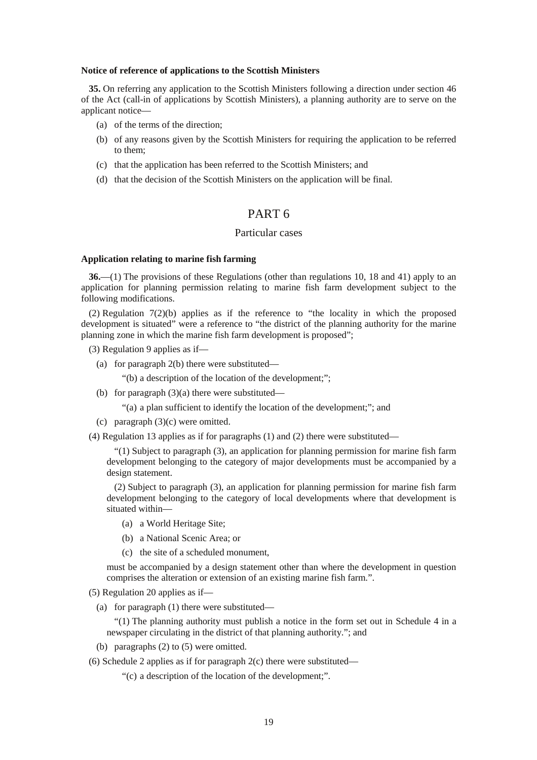**Notice of reference of applications to the Scottish Ministers**

**35.** On referring any application to the Scottish Ministers following a direction under section 46 of the Act (call-in of applications by Scottish Ministers), a planning authority are to serve on the applicant notice—

(a) of the terms of the direction;

(b) of any reasons given by the Scottish Ministers for requiring the application to be referred to them;

(c) that the application has been referred to the Scottish Ministers; and

(d) that the decision of the Scottish Ministers on the application will be final.

# PART 6

## Particular cases

**Application relating to marine fish farming**

**36.**—(1) The provisions of these Regulations (other than regulations 10, 18 and 41) apply to an application for planning permission relating to marine fish farm development subject to the following modifications.

(2) Regulation 7(2)(b) applies as if the reference to "the locality in which the proposed development is situated" were a reference to "the district of the planning authority for the marine planning zone in which the marine fish farm development is proposed";

(3) Regulation 9 applies as if—

(a) for paragraph 2(b) there were substituted—

"(b) a description of the location of the development;";

(b) for paragraph (3)(a) there were substituted—

"(a) a plan sufficient to identify the location of the development;"; and

(c) paragraph (3)(c) were omitted.

(4) Regulation 13 applies as if for paragraphs (1) and (2) there were substituted—

"(1) Subject to paragraph (3), an application for planning permission for marine fish farm development belonging to the category of major developments must be accompanied by a design statement.

(2) Subject to paragraph (3), an application for planning permission for marine fish farm development belonging to the category of local developments where that development is situated within—

(a) a World Heritage Site;

(b) a National Scenic Area; or

(c) the site of a scheduled monument,

must be accompanied by a design statement other than where the development in question comprises the alteration or extension of an existing marine fish farm.".

(5) Regulation 20 applies as if—

(a) for paragraph (1) there were substituted—

"(1) The planning authority must publish a notice in the form set out in Schedule 4 in a newspaper circulating in the district of that planning authority."; and

(b) paragraphs (2) to (5) were omitted.

(6) Schedule 2 applies as if for paragraph 2(c) there were substituted—

"(c) a description of the location of the development;".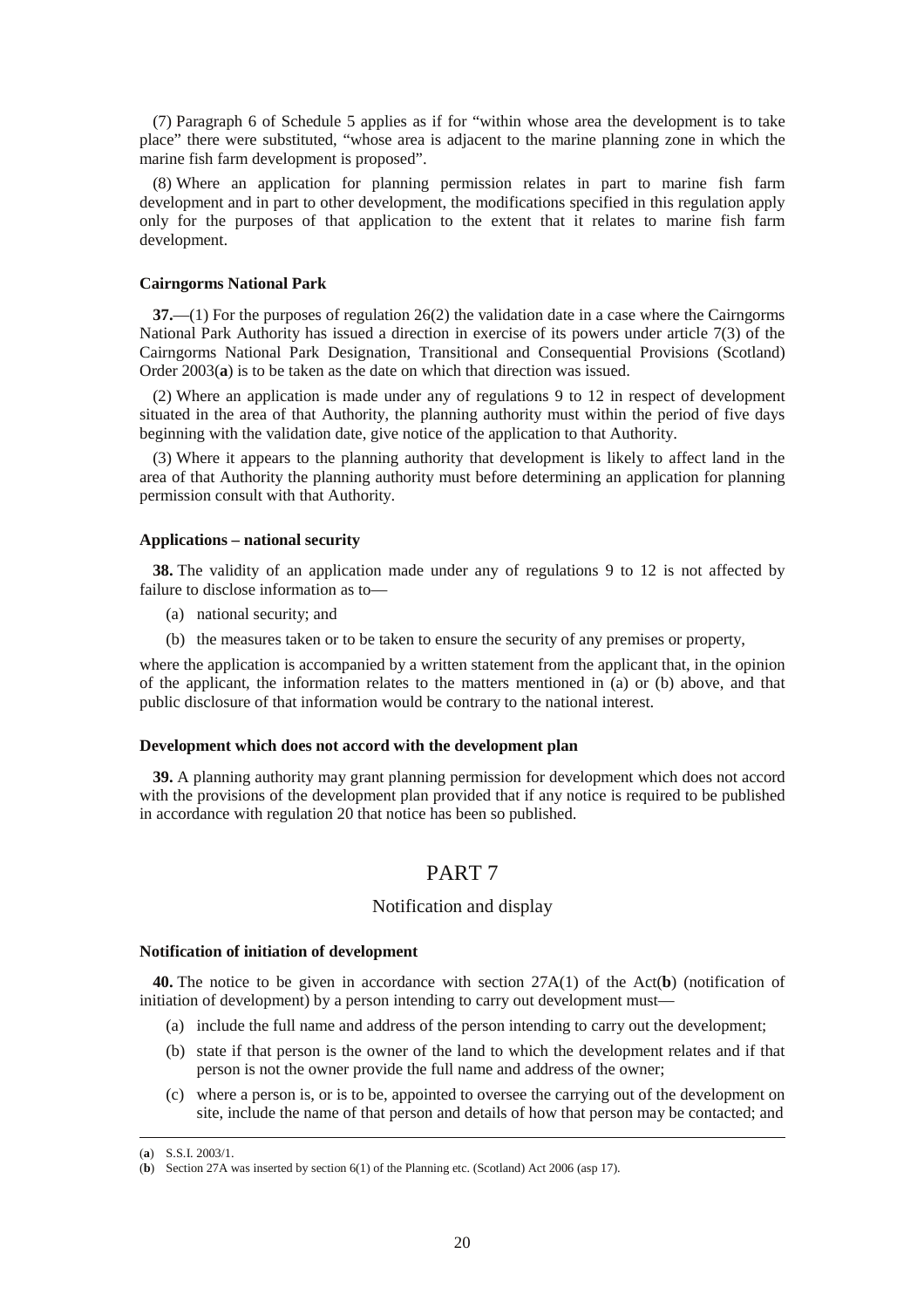(7) Paragraph 6 of Schedule 5 applies as if for "within whose area the development is to take place" there were substituted, "whose area is adjacent to the marine planning zone in which the marine fish farm development is proposed".

(8) Where an application for planning permission relates in part to marine fish farm development and in part to other development, the modifications specified in this regulation apply only for the purposes of that application to the extent that it relates to marine fish farm development.

**Cairngorms National Park**

**37.**—(1) For the purposes of regulation 26(2) the validation date in a case where the Cairngorms National Park Authority has issued a direction in exercise of its powers under article 7(3) of the Cairngorms National Park Designation, Transitional and Consequential Provisions (Scotland) Order 2003(**a**) is to be taken as the date on which that direction was issued.

(2) Where an application is made under any of regulations 9 to 12 in respect of development situated in the area of that Authority, the planning authority must within the period of five days beginning with the validation date, give notice of the application to that Authority.

(3) Where it appears to the planning authority that development is likely to affect land in the area of that Authority the planning authority must before determining an application for planning permission consult with that Authority.

**Applications – national security**

**38.** The validity of an application made under any of regulations 9 to 12 is not affected by failure to disclose information as to—

(a) national security; and

(b) the measures taken or to be taken to ensure the security of any premises or property,

where the application is accompanied by a written statement from the applicant that, in the opinion of the applicant, the information relates to the matters mentioned in (a) or (b) above, and that public disclosure of that information would be contrary to the national interest.

**Development which does not accord with the development plan**

**39.** A planning authority may grant planning permission for development which does not accord with the provisions of the development plan provided that if any notice is required to be published in accordance with regulation 20 that notice has been so published.

# PART 7

## Notification and display

**Notification of initiation of development**

**40.** The notice to be given in accordance with section 27A(1) of the Act(**b**) (notification of initiation of development) by a person intending to carry out development must—

(a) include the full name and address of the person intending to carry out the development;

(b) state if that person is the owner of the land to which the development relates and if that person is not the owner provide the full name and address of the owner;

(c) where a person is, or is to be, appointed to oversee the carrying out of the development on site, include the name of that person and details of how that person may be contacted; and

(**a**) S.S.I. 2003/1.

(**b**) Section 27A was inserted by section 6(1) of the Planning etc. (Scotland) Act 2006 (asp 17).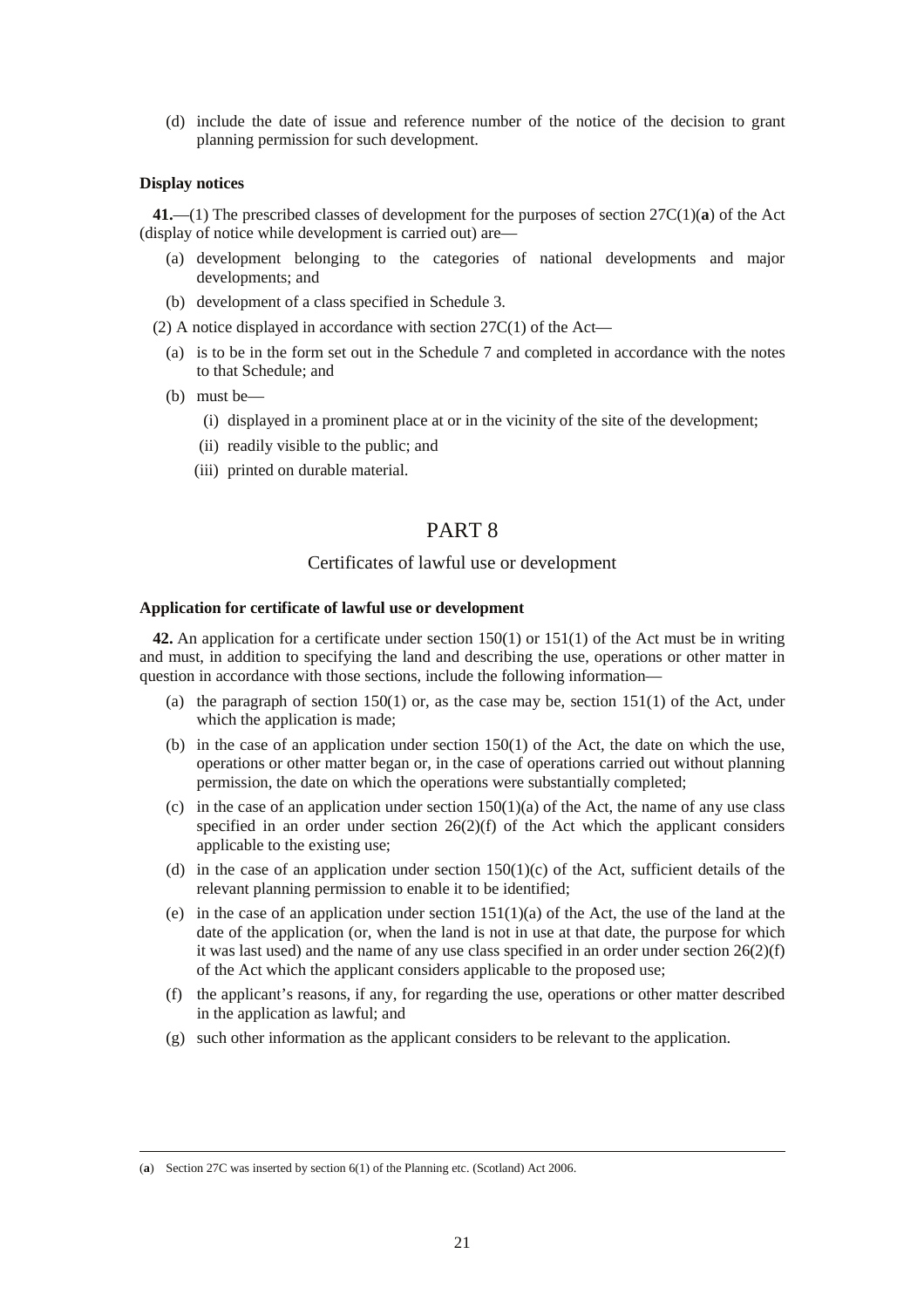(d) include the date of issue and reference number of the notice of the decision to grant planning permission for such development.

**Display notices**

**41.**—(1) The prescribed classes of development for the purposes of section 27C(1)(**a**) of the Act (display of notice while development is carried out) are—

(a) development belonging to the categories of national developments and major developments; and

(b) development of a class specified in Schedule 3.

(2) A notice displayed in accordance with section 27C(1) of the Act—

(a) is to be in the form set out in the Schedule 7 and completed in accordance with the notes to that Schedule; and

(b) must be—

(i) displayed in a prominent place at or in the vicinity of the site of the development;

(ii) readily visible to the public; and

(iii) printed on durable material.

# PART 8

## Certificates of lawful use or development

**Application for certificate of lawful use or development**

**42.** An application for a certificate under section 150(1) or 151(1) of the Act must be in writing and must, in addition to specifying the land and describing the use, operations or other matter in question in accordance with those sections, include the following information—

(a) the paragraph of section 150(1) or, as the case may be, section 151(1) of the Act, under which the application is made;

(b) in the case of an application under section 150(1) of the Act, the date on which the use, operations or other matter began or, in the case of operations carried out without planning permission, the date on which the operations were substantially completed;

(c) in the case of an application under section 150(1)(a) of the Act, the name of any use class specified in an order under section 26(2)(f) of the Act which the applicant considers applicable to the existing use;

(d) in the case of an application under section 150(1)(c) of the Act, sufficient details of the relevant planning permission to enable it to be identified;

(e) in the case of an application under section 151(1)(a) of the Act, the use of the land at the date of the application (or, when the land is not in use at that date, the purpose for which it was last used) and the name of any use class specified in an order under section 26(2)(f) of the Act which the applicant considers applicable to the proposed use;

(f) the applicant's reasons, if any, for regarding the use, operations or other matter described in the application as lawful; and

(g) such other information as the applicant considers to be relevant to the application.

---

(**a**) Section 27C was inserted by section 6(1) of the Planning etc. (Scotland) Act 2006.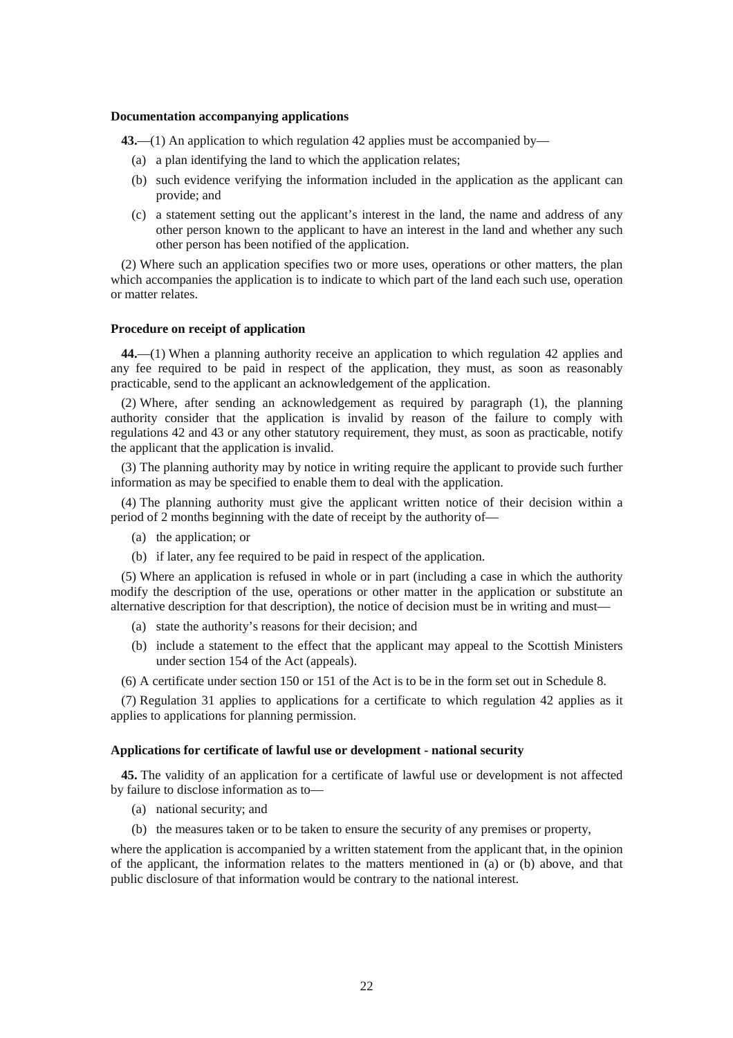**Documentation accompanying applications**

**43.**—(1) An application to which regulation 42 applies must be accompanied by—

- (a) a plan identifying the land to which the application relates;
- (b) such evidence verifying the information included in the application as the applicant can provide; and
- (c) a statement setting out the applicant's interest in the land, the name and address of any other person known to the applicant to have an interest in the land and whether any such other person has been notified of the application.

(2) Where such an application specifies two or more uses, operations or other matters, the plan which accompanies the application is to indicate to which part of the land each such use, operation or matter relates.

**Procedure on receipt of application**

**44.**—(1) When a planning authority receive an application to which regulation 42 applies and any fee required to be paid in respect of the application, they must, as soon as reasonably practicable, send to the applicant an acknowledgement of the application.

(2) Where, after sending an acknowledgement as required by paragraph (1), the planning authority consider that the application is invalid by reason of the failure to comply with regulations 42 and 43 or any other statutory requirement, they must, as soon as practicable, notify the applicant that the application is invalid.

(3) The planning authority may by notice in writing require the applicant to provide such further information as may be specified to enable them to deal with the application.

(4) The planning authority must give the applicant written notice of their decision within a period of 2 months beginning with the date of receipt by the authority of—

- (a) the application; or
- (b) if later, any fee required to be paid in respect of the application.

(5) Where an application is refused in whole or in part (including a case in which the authority modify the description of the use, operations or other matter in the application or substitute an alternative description for that description), the notice of decision must be in writing and must—

- (a) state the authority's reasons for their decision; and
- (b) include a statement to the effect that the applicant may appeal to the Scottish Ministers under section 154 of the Act (appeals).

(6) A certificate under section 150 or 151 of the Act is to be in the form set out in Schedule 8.

(7) Regulation 31 applies to applications for a certificate to which regulation 42 applies as it applies to applications for planning permission.

**Applications for certificate of lawful use or development - national security**

**45.** The validity of an application for a certificate of lawful use or development is not affected by failure to disclose information as to—

- (a) national security; and
- (b) the measures taken or to be taken to ensure the security of any premises or property,

where the application is accompanied by a written statement from the applicant that, in the opinion of the applicant, the information relates to the matters mentioned in (a) or (b) above, and that public disclosure of that information would be contrary to the national interest.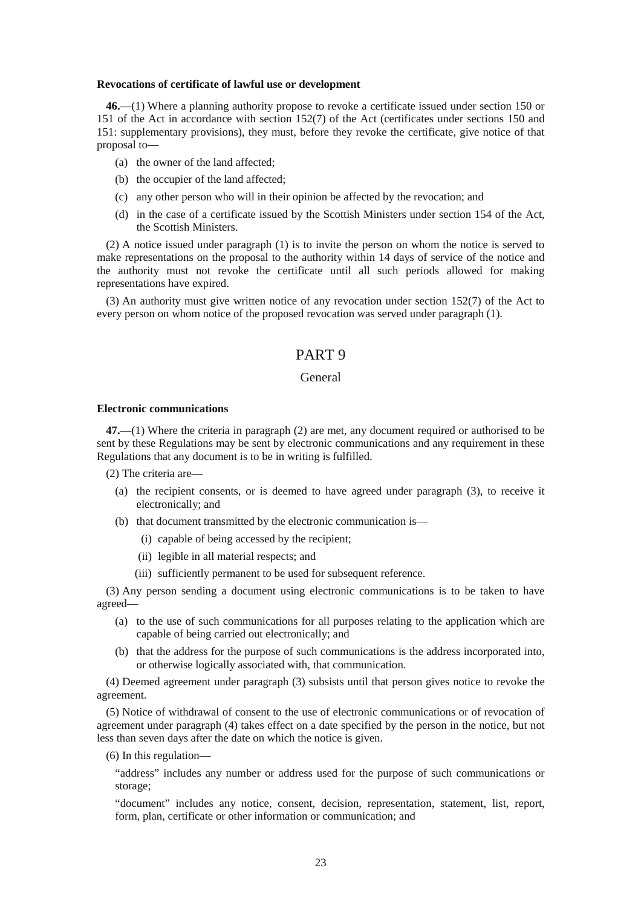**Revocations of certificate of lawful use or development**

**46.**—(1) Where a planning authority propose to revoke a certificate issued under section 150 or 151 of the Act in accordance with section 152(7) of the Act (certificates under sections 150 and 151: supplementary provisions), they must, before they revoke the certificate, give notice of that proposal to—

(a) the owner of the land affected;

(b) the occupier of the land affected;

(c) any other person who will in their opinion be affected by the revocation; and

(d) in the case of a certificate issued by the Scottish Ministers under section 154 of the Act, the Scottish Ministers.

(2) A notice issued under paragraph (1) is to invite the person on whom the notice is served to make representations on the proposal to the authority within 14 days of service of the notice and the authority must not revoke the certificate until all such periods allowed for making representations have expired.

(3) An authority must give written notice of any revocation under section 152(7) of the Act to every person on whom notice of the proposed revocation was served under paragraph (1).

# PART 9

## General

**Electronic communications**

**47.**—(1) Where the criteria in paragraph (2) are met, any document required or authorised to be sent by these Regulations may be sent by electronic communications and any requirement in these Regulations that any document is to be in writing is fulfilled.

(2) The criteria are—

(a) the recipient consents, or is deemed to have agreed under paragraph (3), to receive it electronically; and

(b) that document transmitted by the electronic communication is—

(i) capable of being accessed by the recipient;

(ii) legible in all material respects; and

(iii) sufficiently permanent to be used for subsequent reference.

(3) Any person sending a document using electronic communications is to be taken to have agreed—

(a) to the use of such communications for all purposes relating to the application which are capable of being carried out electronically; and

(b) that the address for the purpose of such communications is the address incorporated into, or otherwise logically associated with, that communication.

(4) Deemed agreement under paragraph (3) subsists until that person gives notice to revoke the agreement.

(5) Notice of withdrawal of consent to the use of electronic communications or of revocation of agreement under paragraph (4) takes effect on a date specified by the person in the notice, but not less than seven days after the date on which the notice is given.

(6) In this regulation—

"address" includes any number or address used for the purpose of such communications or storage;

"document" includes any notice, consent, decision, representation, statement, list, report, form, plan, certificate or other information or communication; and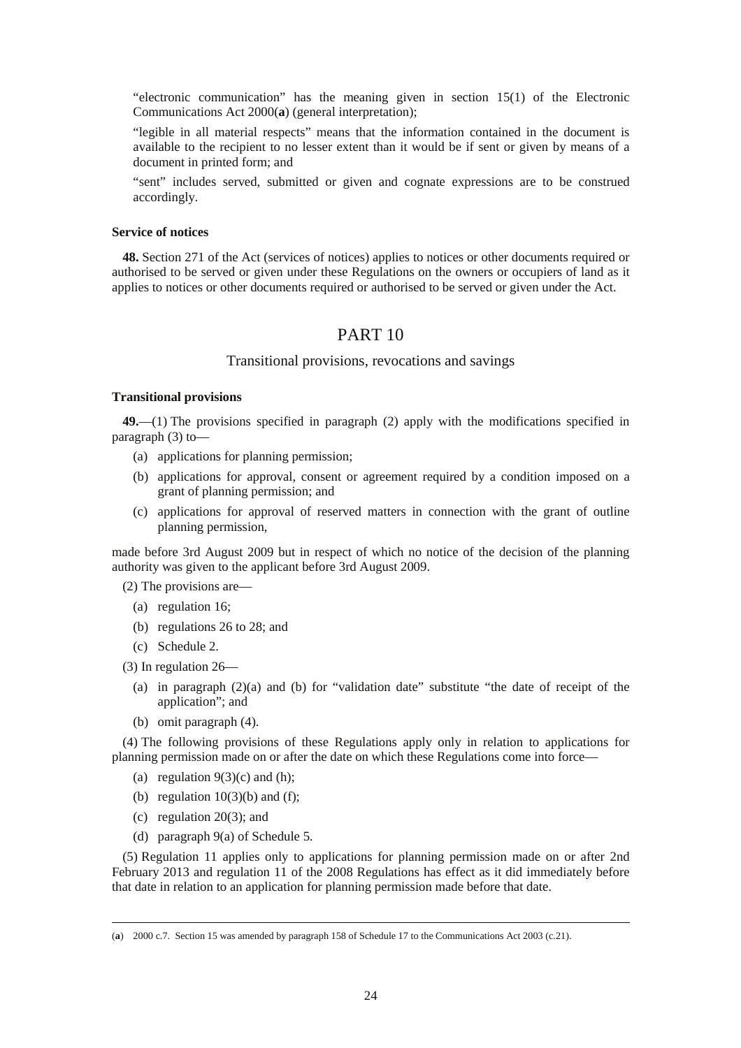"electronic communication" has the meaning given in section 15(1) of the Electronic Communications Act 2000(**a**) (general interpretation);

"legible in all material respects" means that the information contained in the document is available to the recipient to no lesser extent than it would be if sent or given by means of a document in printed form; and

"sent" includes served, submitted or given and cognate expressions are to be construed accordingly.

**Service of notices**

**48.** Section 271 of the Act (services of notices) applies to notices or other documents required or authorised to be served or given under these Regulations on the owners or occupiers of land as it applies to notices or other documents required or authorised to be served or given under the Act.

# PART 10

## Transitional provisions, revocations and savings

**Transitional provisions**

**49.**—(1) The provisions specified in paragraph (2) apply with the modifications specified in paragraph (3) to—

(a) applications for planning permission;

(b) applications for approval, consent or agreement required by a condition imposed on a grant of planning permission; and

(c) applications for approval of reserved matters in connection with the grant of outline planning permission,

made before 3rd August 2009 but in respect of which no notice of the decision of the planning authority was given to the applicant before 3rd August 2009.

(2) The provisions are—

(a) regulation 16;

(b) regulations 26 to 28; and

(c) Schedule 2.

(3) In regulation 26—

(a) in paragraph (2)(a) and (b) for "validation date" substitute "the date of receipt of the application"; and

(b) omit paragraph (4).

(4) The following provisions of these Regulations apply only in relation to applications for planning permission made on or after the date on which these Regulations come into force—

(a) regulation 9(3)(c) and (h);

(b) regulation 10(3)(b) and (f);

(c) regulation 20(3); and

(d) paragraph 9(a) of Schedule 5.

(5) Regulation 11 applies only to applications for planning permission made on or after 2nd February 2013 and regulation 11 of the 2008 Regulations has effect as it did immediately before that date in relation to an application for planning permission made before that date.

---

(**a**) 2000 c.7. Section 15 was amended by paragraph 158 of Schedule 17 to the Communications Act 2003 (c.21).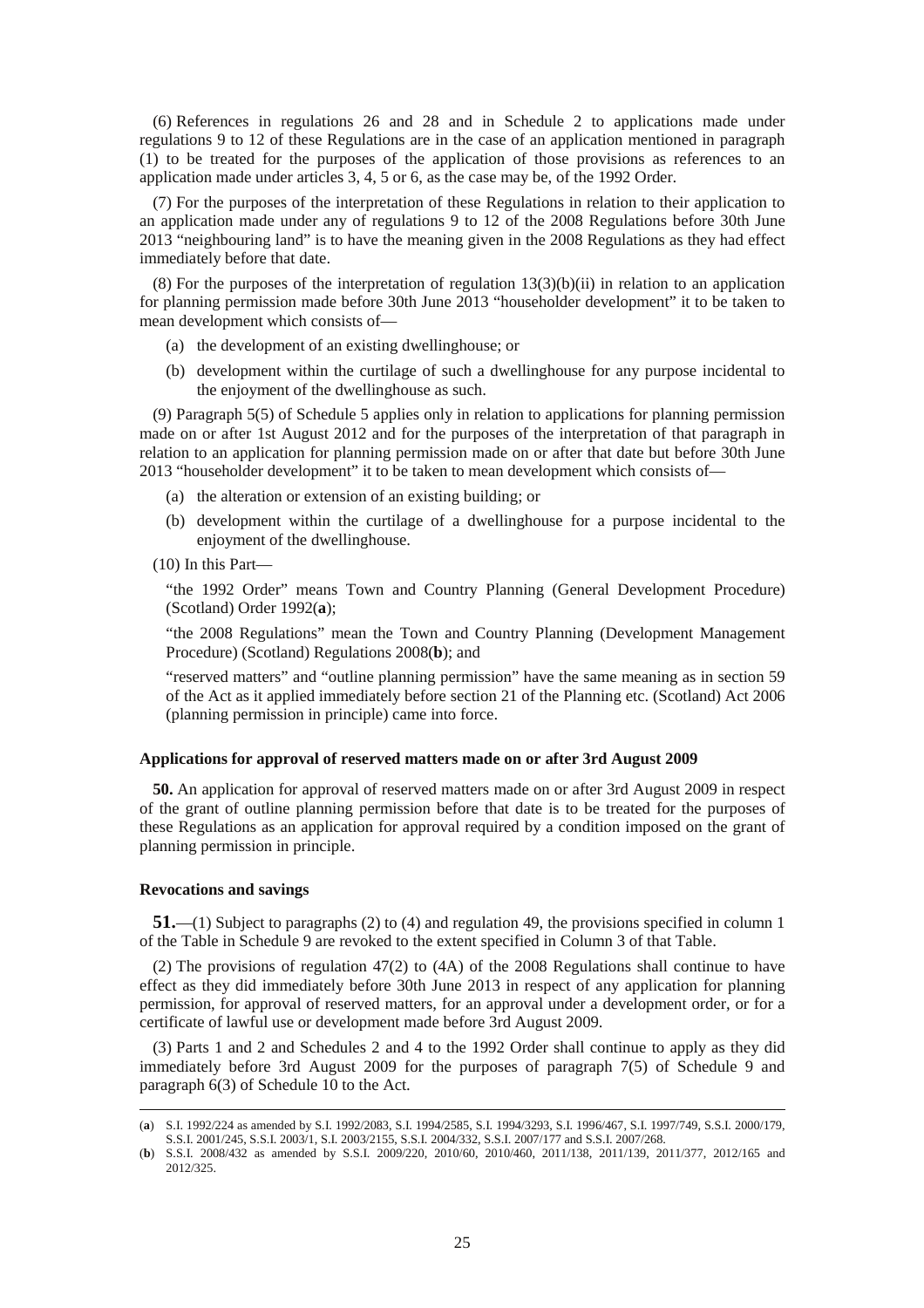(6) References in regulations 26 and 28 and in Schedule 2 to applications made under regulations 9 to 12 of these Regulations are in the case of an application mentioned in paragraph (1) to be treated for the purposes of the application of those provisions as references to an application made under articles 3, 4, 5 or 6, as the case may be, of the 1992 Order.

(7) For the purposes of the interpretation of these Regulations in relation to their application to an application made under any of regulations 9 to 12 of the 2008 Regulations before 30th June 2013 "neighbouring land" is to have the meaning given in the 2008 Regulations as they had effect immediately before that date.

(8) For the purposes of the interpretation of regulation 13(3)(b)(ii) in relation to an application for planning permission made before 30th June 2013 "householder development" it to be taken to mean development which consists of—

- (a) the development of an existing dwellinghouse; or
- (b) development within the curtilage of such a dwellinghouse for any purpose incidental to the enjoyment of the dwellinghouse as such.

(9) Paragraph 5(5) of Schedule 5 applies only in relation to applications for planning permission made on or after 1st August 2012 and for the purposes of the interpretation of that paragraph in relation to an application for planning permission made on or after that date but before 30th June 2013 "householder development" it to be taken to mean development which consists of—

- (a) the alteration or extension of an existing building; or
- (b) development within the curtilage of a dwellinghouse for a purpose incidental to the enjoyment of the dwellinghouse.

(10) In this Part—

"the 1992 Order" means Town and Country Planning (General Development Procedure) (Scotland) Order 1992(**a**);

"the 2008 Regulations" mean the Town and Country Planning (Development Management Procedure) (Scotland) Regulations 2008(**b**); and

"reserved matters" and "outline planning permission" have the same meaning as in section 59 of the Act as it applied immediately before section 21 of the Planning etc. (Scotland) Act 2006 (planning permission in principle) came into force.

#### Applications for approval of reserved matters made on or after 3rd August 2009

**50.** An application for approval of reserved matters made on or after 3rd August 2009 in respect of the grant of outline planning permission before that date is to be treated for the purposes of these Regulations as an application for approval required by a condition imposed on the grant of planning permission in principle.

#### Revocations and savings

**51.**—(1) Subject to paragraphs (2) to (4) and regulation 49, the provisions specified in column 1 of the Table in Schedule 9 are revoked to the extent specified in Column 3 of that Table.

(2) The provisions of regulation 47(2) to (4A) of the 2008 Regulations shall continue to have effect as they did immediately before 30th June 2013 in respect of any application for planning permission, for approval of reserved matters, for an approval under a development order, or for a certificate of lawful use or development made before 3rd August 2009.

(3) Parts 1 and 2 and Schedules 2 and 4 to the 1992 Order shall continue to apply as they did immediately before 3rd August 2009 for the purposes of paragraph 7(5) of Schedule 9 and paragraph 6(3) of Schedule 10 to the Act.

---

(**a**) S.I. 1992/224 as amended by S.I. 1992/2083, S.I. 1994/2585, S.I. 1994/3293, S.I. 1996/467, S.I. 1997/749, S.S.I. 2000/179, S.S.I. 2001/245, S.S.I. 2003/1, S.I. 2003/2155, S.S.I. 2004/332, S.S.I. 2007/177 and S.S.I. 2007/268.

(**b**) S.S.I. 2008/432 as amended by S.S.I. 2009/220, 2010/60, 2010/460, 2011/138, 2011/139, 2011/377, 2012/165 and 2012/325.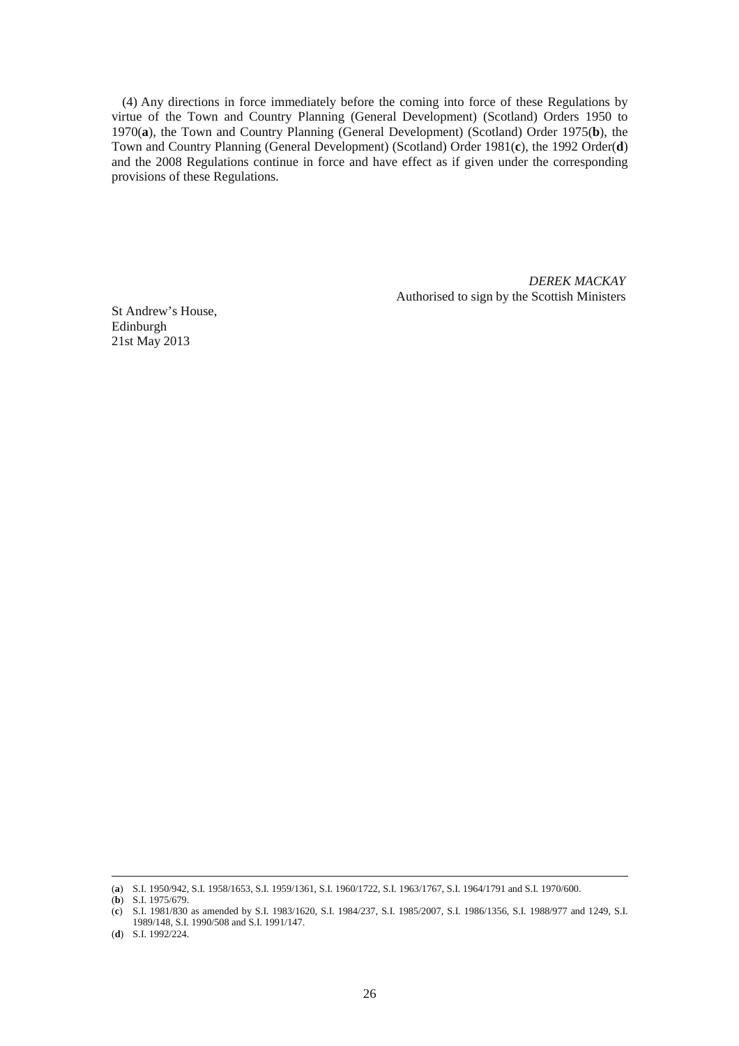(4) Any directions in force immediately before the coming into force of these Regulations by virtue of the Town and Country Planning (General Development) (Scotland) Orders 1950 to 1970(**a**), the Town and Country Planning (General Development) (Scotland) Order 1975(**b**), the Town and Country Planning (General Development) (Scotland) Order 1981(**c**), the 1992 Order(**d**) and the 2008 Regulations continue in force and have effect as if given under the corresponding provisions of these Regulations.

*DEREK MACKAY*
Authorised to sign by the Scottish Ministers

St Andrew's House,
Edinburgh
21st May 2013

---

(**a**) S.I. 1950/942, S.I. 1958/1653, S.I. 1959/1361, S.I. 1960/1722, S.I. 1963/1767, S.I. 1964/1791 and S.I. 1970/600.
(**b**) S.I. 1975/679.
(**c**) S.I. 1981/830 as amended by S.I. 1983/1620, S.I. 1984/237, S.I. 1985/2007, S.I. 1986/1356, S.I. 1988/977 and 1249, S.I. 1989/148, S.I. 1990/508 and S.I. 1991/147.
(**d**) S.I. 1992/224.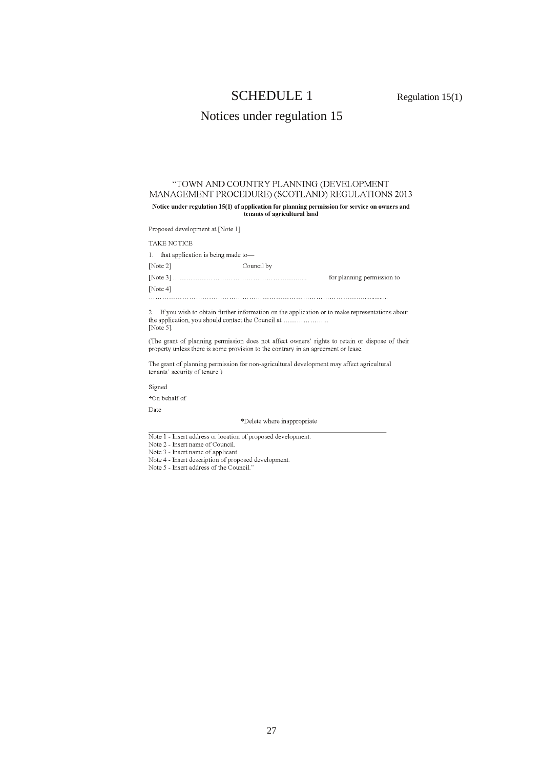# SCHEDULE 1

Regulation 15(1)

## Notices under regulation 15

"TOWN AND COUNTRY PLANNING (DEVELOPMENT MANAGEMENT PROCEDURE) (SCOTLAND) REGULATIONS 2013

**Notice under regulation 15(1) of application for planning permission for service on owners and tenants of agricultural land**

Proposed development at [Note 1]

TAKE NOTICE

1. that application is being made to—

[Note 2] Council by

[Note 3] ……………………………………………………... for planning permission to

[Note 4]

……………………………………………………………………………………………...............

2. If you wish to obtain further information on the application or to make representations about the application, you should contact the Council at ………………...
[Note 5].

(The grant of planning permission does not affect owners' rights to retain or dispose of their property unless there is some provision to the contrary in an agreement or lease.

The grant of planning permission for non-agricultural development may affect agricultural tenants' security of tenure.)

Signed

*On behalf of

Date

*Delete where inappropriate

Note 1 - Insert address or location of proposed development.
Note 2 - Insert name of Council.
Note 3 - Insert name of applicant.
Note 4 - Insert description of proposed development.
Note 5 - Insert address of the Council."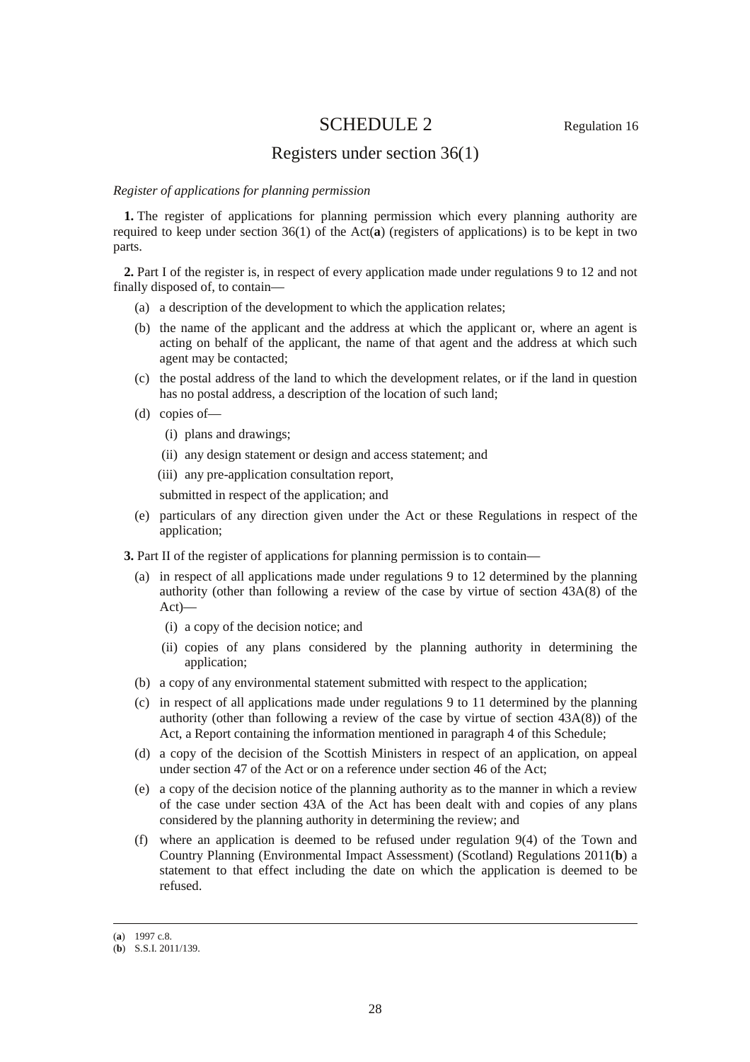# SCHEDULE 2

Regulation 16

## Registers under section 36(1)

*Register of applications for planning permission*

**1.** The register of applications for planning permission which every planning authority are required to keep under section 36(1) of the Act(**a**) (registers of applications) is to be kept in two parts.

**2.** Part I of the register is, in respect of every application made under regulations 9 to 12 and not finally disposed of, to contain—

- (a) a description of the development to which the application relates;
- (b) the name of the applicant and the address at which the applicant or, where an agent is acting on behalf of the applicant, the name of that agent and the address at which such agent may be contacted;
- (c) the postal address of the land to which the development relates, or if the land in question has no postal address, a description of the location of such land;
- (d) copies of—
  - (i) plans and drawings;
  - (ii) any design statement or design and access statement; and
  - (iii) any pre-application consultation report,

  submitted in respect of the application; and
- (e) particulars of any direction given under the Act or these Regulations in respect of the application;

**3.** Part II of the register of applications for planning permission is to contain—

- (a) in respect of all applications made under regulations 9 to 12 determined by the planning authority (other than following a review of the case by virtue of section 43A(8) of the Act)—
  - (i) a copy of the decision notice; and
  - (ii) copies of any plans considered by the planning authority in determining the application;
- (b) a copy of any environmental statement submitted with respect to the application;
- (c) in respect of all applications made under regulations 9 to 11 determined by the planning authority (other than following a review of the case by virtue of section 43A(8)) of the Act, a Report containing the information mentioned in paragraph 4 of this Schedule;
- (d) a copy of the decision of the Scottish Ministers in respect of an application, on appeal under section 47 of the Act or on a reference under section 46 of the Act;
- (e) a copy of the decision notice of the planning authority as to the manner in which a review of the case under section 43A of the Act has been dealt with and copies of any plans considered by the planning authority in determining the review; and
- (f) where an application is deemed to be refused under regulation 9(4) of the Town and Country Planning (Environmental Impact Assessment) (Scotland) Regulations 2011(**b**) a statement to that effect including the date on which the application is deemed to be refused.

---

(**a**) 1997 c.8.

(**b**) S.S.I. 2011/139.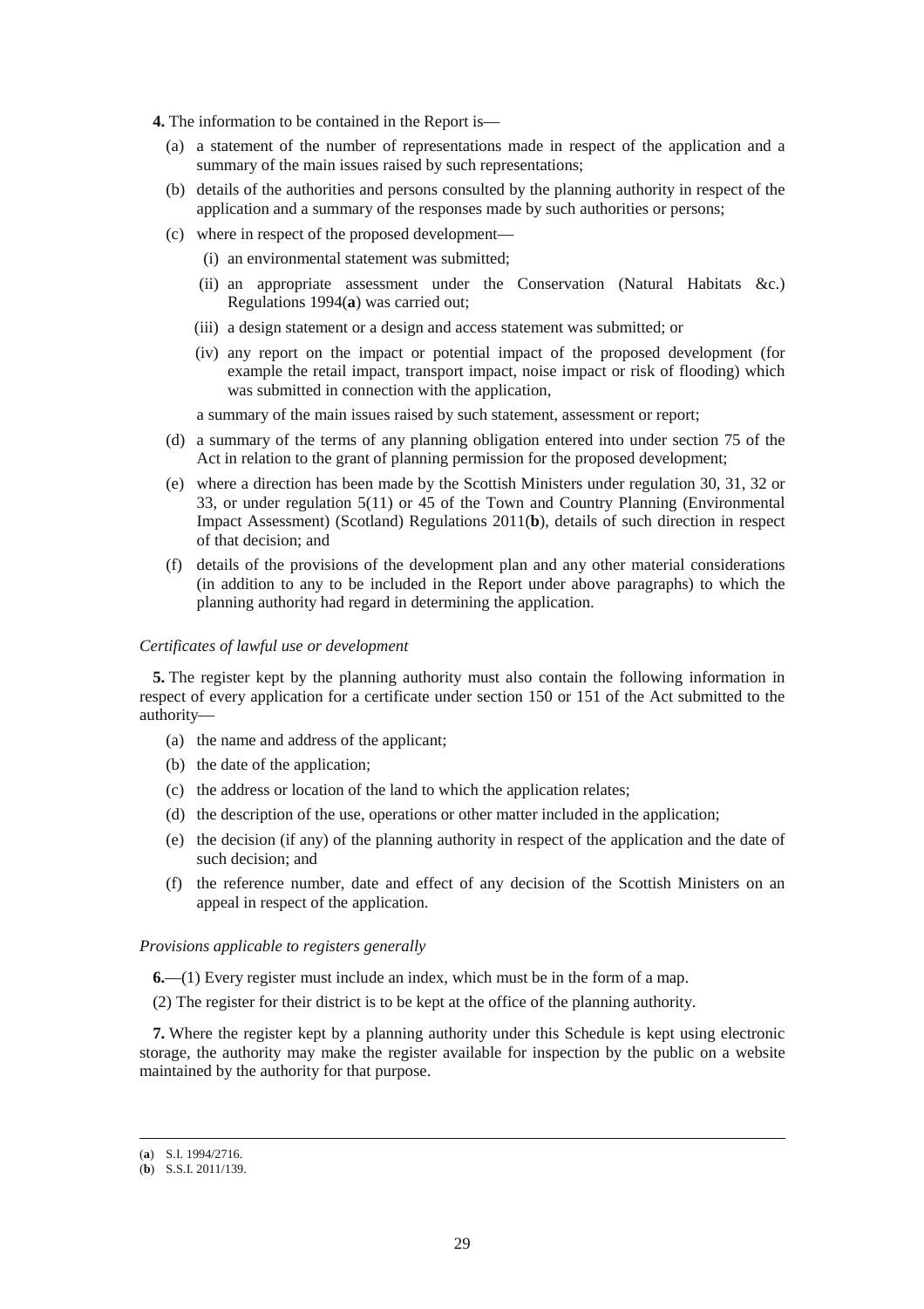**4.** The information to be contained in the Report is—

(a) a statement of the number of representations made in respect of the application and a summary of the main issues raised by such representations;

(b) details of the authorities and persons consulted by the planning authority in respect of the application and a summary of the responses made by such authorities or persons;

(c) where in respect of the proposed development—

  (i) an environmental statement was submitted;

  (ii) an appropriate assessment under the Conservation (Natural Habitats &c.) Regulations 1994(**a**) was carried out;

  (iii) a design statement or a design and access statement was submitted; or

  (iv) any report on the impact or potential impact of the proposed development (for example the retail impact, transport impact, noise impact or risk of flooding) which was submitted in connection with the application,

a summary of the main issues raised by such statement, assessment or report;

(d) a summary of the terms of any planning obligation entered into under section 75 of the Act in relation to the grant of planning permission for the proposed development;

(e) where a direction has been made by the Scottish Ministers under regulation 30, 31, 32 or 33, or under regulation 5(11) or 45 of the Town and Country Planning (Environmental Impact Assessment) (Scotland) Regulations 2011(**b**), details of such direction in respect of that decision; and

(f) details of the provisions of the development plan and any other material considerations (in addition to any to be included in the Report under above paragraphs) to which the planning authority had regard in determining the application.

*Certificates of lawful use or development*

**5.** The register kept by the planning authority must also contain the following information in respect of every application for a certificate under section 150 or 151 of the Act submitted to the authority—

(a) the name and address of the applicant;

(b) the date of the application;

(c) the address or location of the land to which the application relates;

(d) the description of the use, operations or other matter included in the application;

(e) the decision (if any) of the planning authority in respect of the application and the date of such decision; and

(f) the reference number, date and effect of any decision of the Scottish Ministers on an appeal in respect of the application.

*Provisions applicable to registers generally*

**6.**—(1) Every register must include an index, which must be in the form of a map.

(2) The register for their district is to be kept at the office of the planning authority.

**7.** Where the register kept by a planning authority under this Schedule is kept using electronic storage, the authority may make the register available for inspection by the public on a website maintained by the authority for that purpose.

---

(**a**) S.I. 1994/2716.

(**b**) S.S.I. 2011/139.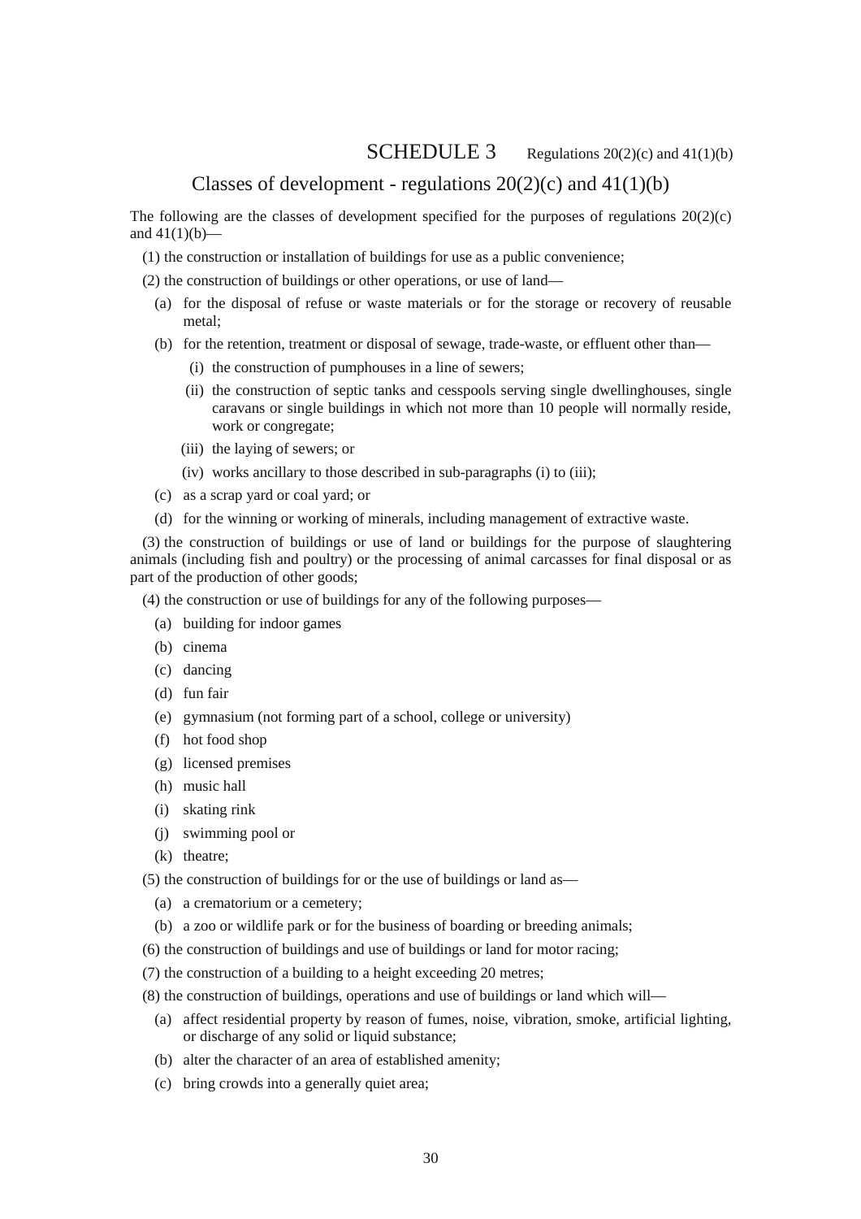## SCHEDULE 3 Regulations 20(2)(c) and 41(1)(b)

### Classes of development - regulations 20(2)(c) and 41(1)(b)

The following are the classes of development specified for the purposes of regulations 20(2)(c) and 41(1)(b)—

(1) the construction or installation of buildings for use as a public convenience;

(2) the construction of buildings or other operations, or use of land—

- (a) for the disposal of refuse or waste materials or for the storage or recovery of reusable metal;
- (b) for the retention, treatment or disposal of sewage, trade-waste, or effluent other than—
  - (i) the construction of pumphouses in a line of sewers;
  - (ii) the construction of septic tanks and cesspools serving single dwellinghouses, single caravans or single buildings in which not more than 10 people will normally reside, work or congregate;
  - (iii) the laying of sewers; or
  - (iv) works ancillary to those described in sub-paragraphs (i) to (iii);
- (c) as a scrap yard or coal yard; or
- (d) for the winning or working of minerals, including management of extractive waste.

(3) the construction of buildings or use of land or buildings for the purpose of slaughtering animals (including fish and poultry) or the processing of animal carcasses for final disposal or as part of the production of other goods;

(4) the construction or use of buildings for any of the following purposes—

- (a) building for indoor games
- (b) cinema
- (c) dancing
- (d) fun fair
- (e) gymnasium (not forming part of a school, college or university)
- (f) hot food shop
- (g) licensed premises
- (h) music hall
- (i) skating rink
- (j) swimming pool or
- (k) theatre;

(5) the construction of buildings for or the use of buildings or land as—

- (a) a crematorium or a cemetery;
- (b) a zoo or wildlife park or for the business of boarding or breeding animals;

(6) the construction of buildings and use of buildings or land for motor racing;

(7) the construction of a building to a height exceeding 20 metres;

(8) the construction of buildings, operations and use of buildings or land which will—

- (a) affect residential property by reason of fumes, noise, vibration, smoke, artificial lighting, or discharge of any solid or liquid substance;
- (b) alter the character of an area of established amenity;
- (c) bring crowds into a generally quiet area;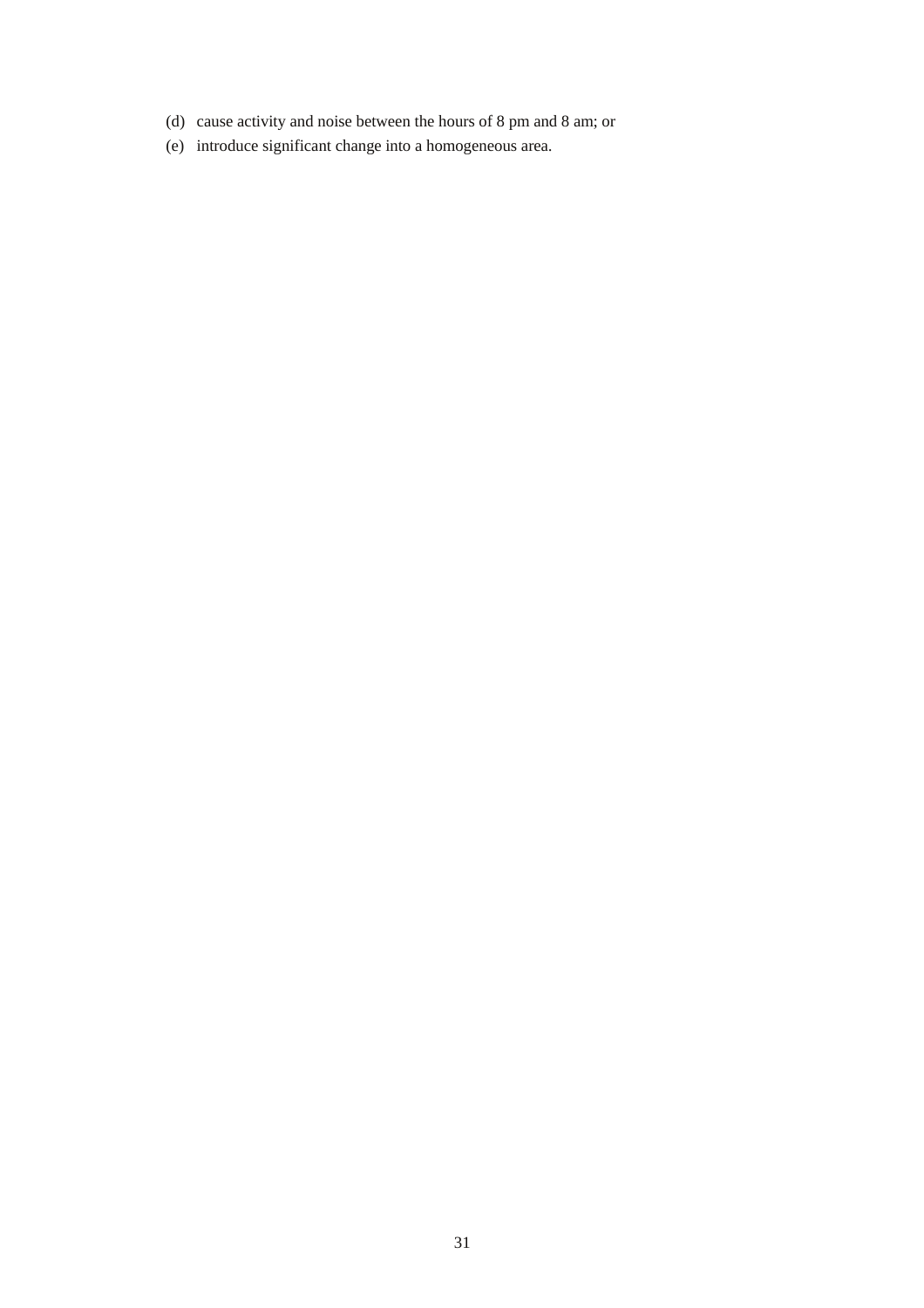(d) cause activity and noise between the hours of 8 pm and 8 am; or

(e) introduce significant change into a homogeneous area.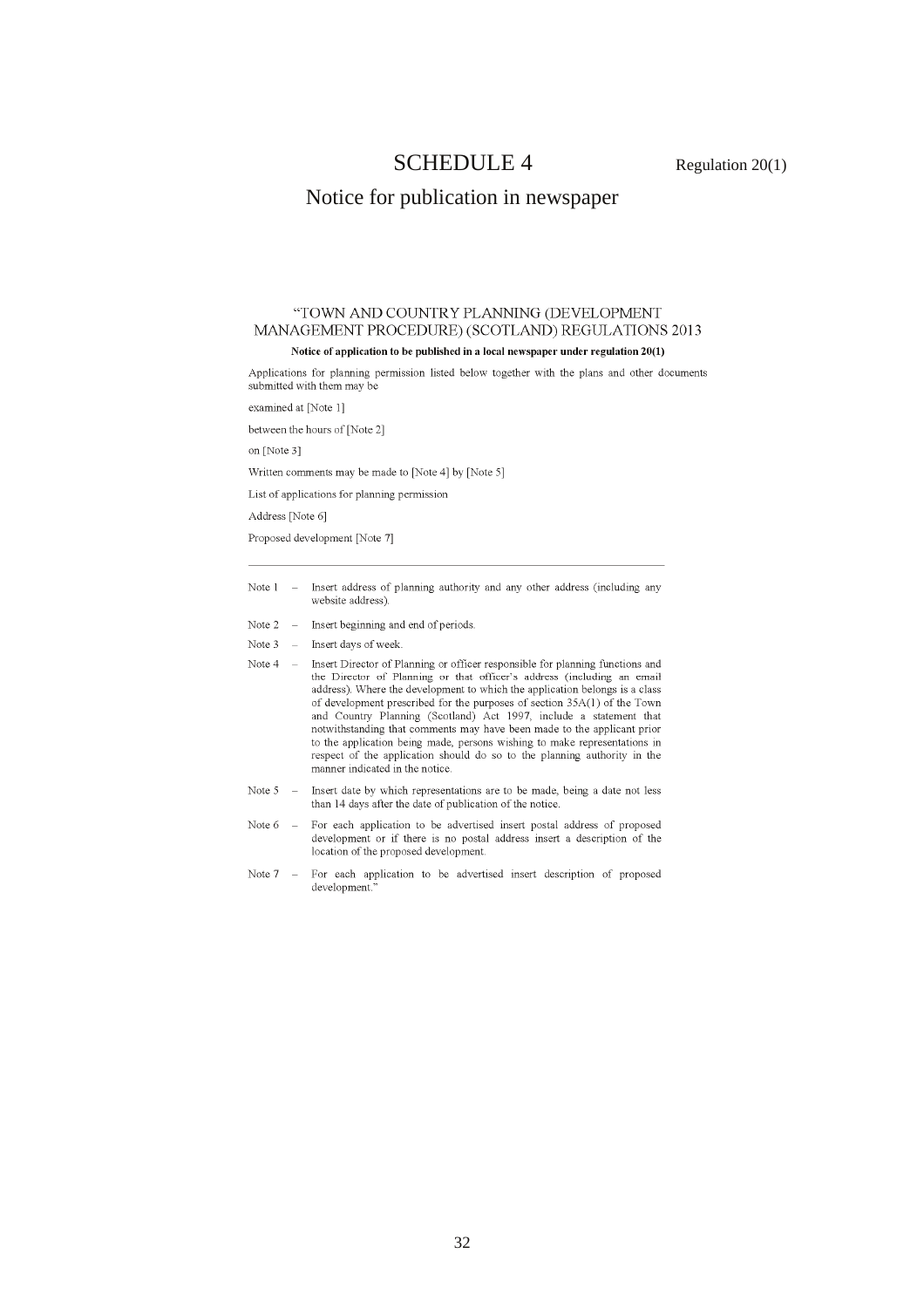# SCHEDULE 4

Regulation 20(1)

## Notice for publication in newspaper

"TOWN AND COUNTRY PLANNING (DEVELOPMENT MANAGEMENT PROCEDURE) (SCOTLAND) REGULATIONS 2013

**Notice of application to be published in a local newspaper under regulation 20(1)**

Applications for planning permission listed below together with the plans and other documents submitted with them may be

examined at [Note 1]

between the hours of [Note 2]

on [Note 3]

Written comments may be made to [Note 4] by [Note 5]

List of applications for planning permission

Address [Note 6]

Proposed development [Note 7]

---

Note 1 – Insert address of planning authority and any other address (including any website address).

Note 2 – Insert beginning and end of periods.

Note 3 – Insert days of week.

Note 4 – Insert Director of Planning or officer responsible for planning functions and the Director of Planning or that officer's address (including an email address). Where the development to which the application belongs is a class of development prescribed for the purposes of section 35A(1) of the Town and Country Planning (Scotland) Act 1997, include a statement that notwithstanding that comments may have been made to the applicant prior to the application being made, persons wishing to make representations in respect of the application should do so to the planning authority in the manner indicated in the notice.

Note 5 – Insert date by which representations are to be made, being a date not less than 14 days after the date of publication of the notice.

Note 6 – For each application to be advertised insert postal address of proposed development or if there is no postal address insert a description of the location of the proposed development.

Note 7 – For each application to be advertised insert description of proposed development."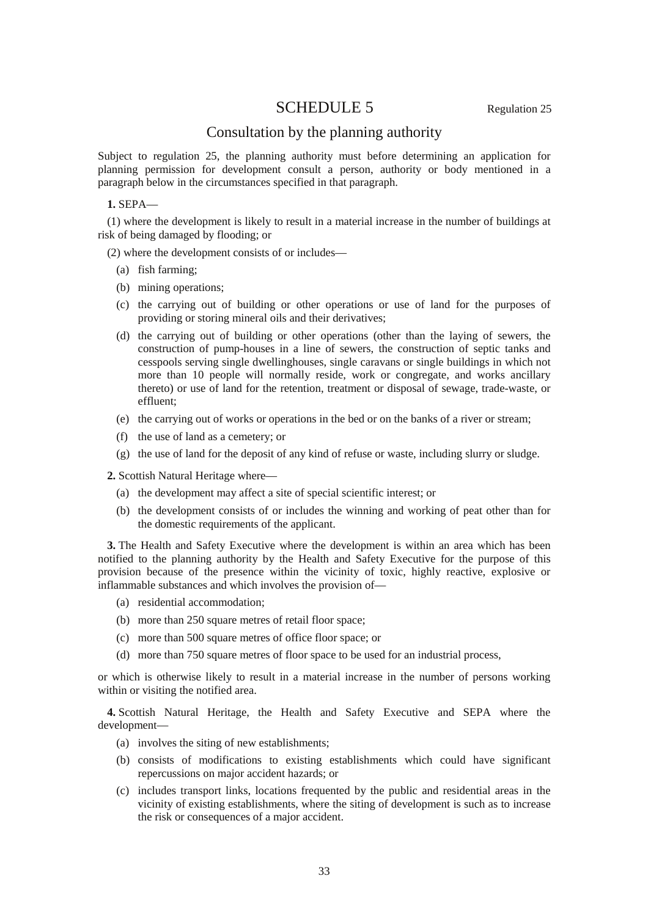# SCHEDULE 5

Regulation 25

## Consultation by the planning authority

Subject to regulation 25, the planning authority must before determining an application for planning permission for development consult a person, authority or body mentioned in a paragraph below in the circumstances specified in that paragraph.

**1.** SEPA—

(1) where the development is likely to result in a material increase in the number of buildings at risk of being damaged by flooding; or

(2) where the development consists of or includes—

- (a) fish farming;
- (b) mining operations;
- (c) the carrying out of building or other operations or use of land for the purposes of providing or storing mineral oils and their derivatives;
- (d) the carrying out of building or other operations (other than the laying of sewers, the construction of pump-houses in a line of sewers, the construction of septic tanks and cesspools serving single dwellinghouses, single caravans or single buildings in which not more than 10 people will normally reside, work or congregate, and works ancillary thereto) or use of land for the retention, treatment or disposal of sewage, trade-waste, or effluent;
- (e) the carrying out of works or operations in the bed or on the banks of a river or stream;
- (f) the use of land as a cemetery; or
- (g) the use of land for the deposit of any kind of refuse or waste, including slurry or sludge.

**2.** Scottish Natural Heritage where—

- (a) the development may affect a site of special scientific interest; or
- (b) the development consists of or includes the winning and working of peat other than for the domestic requirements of the applicant.

**3.** The Health and Safety Executive where the development is within an area which has been notified to the planning authority by the Health and Safety Executive for the purpose of this provision because of the presence within the vicinity of toxic, highly reactive, explosive or inflammable substances and which involves the provision of—

- (a) residential accommodation;
- (b) more than 250 square metres of retail floor space;
- (c) more than 500 square metres of office floor space; or
- (d) more than 750 square metres of floor space to be used for an industrial process,

or which is otherwise likely to result in a material increase in the number of persons working within or visiting the notified area.

**4.** Scottish Natural Heritage, the Health and Safety Executive and SEPA where the development—

- (a) involves the siting of new establishments;
- (b) consists of modifications to existing establishments which could have significant repercussions on major accident hazards; or
- (c) includes transport links, locations frequented by the public and residential areas in the vicinity of existing establishments, where the siting of development is such as to increase the risk or consequences of a major accident.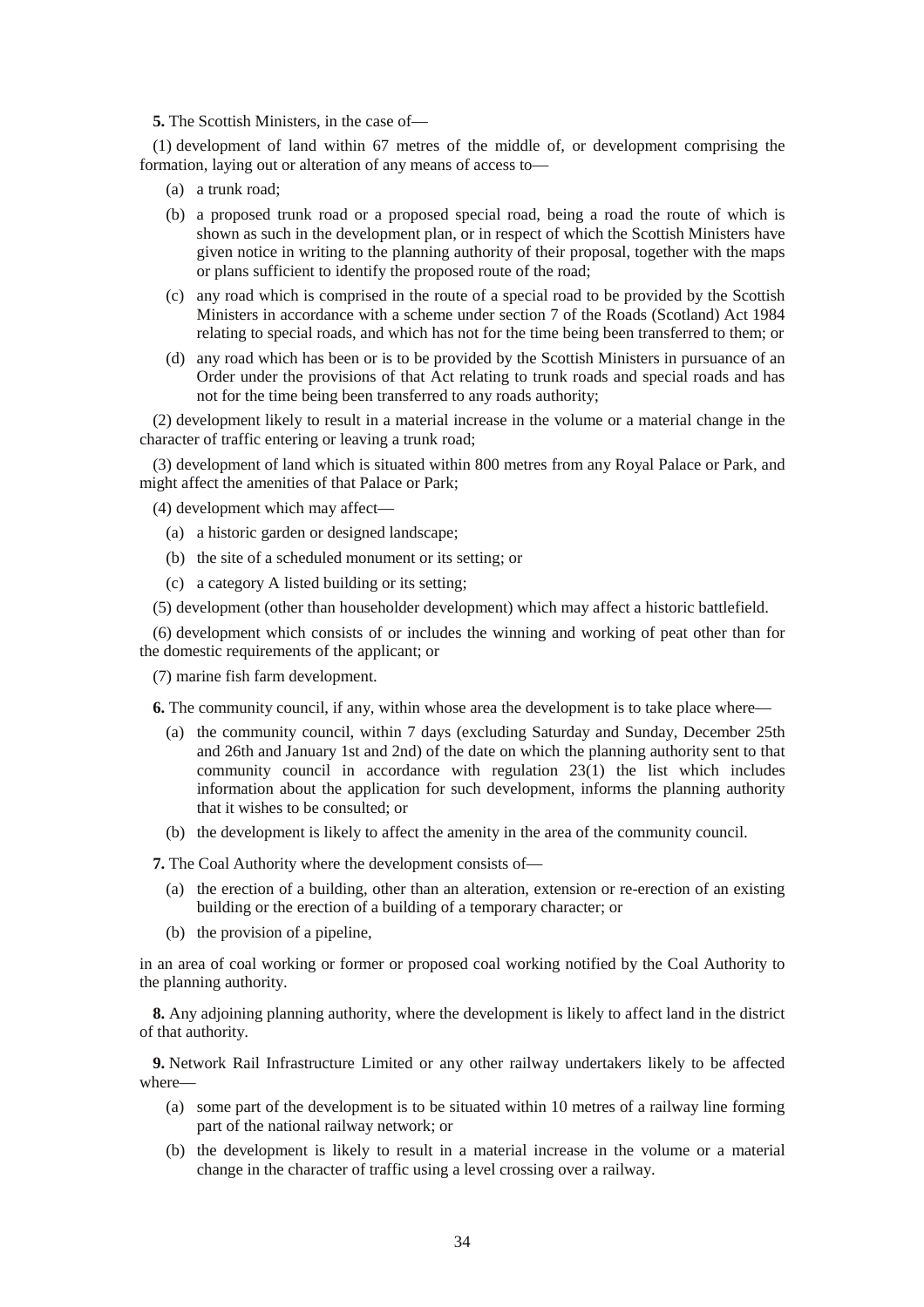**5.** The Scottish Ministers, in the case of—

(1) development of land within 67 metres of the middle of, or development comprising the formation, laying out or alteration of any means of access to—

- (a) a trunk road;
- (b) a proposed trunk road or a proposed special road, being a road the route of which is shown as such in the development plan, or in respect of which the Scottish Ministers have given notice in writing to the planning authority of their proposal, together with the maps or plans sufficient to identify the proposed route of the road;
- (c) any road which is comprised in the route of a special road to be provided by the Scottish Ministers in accordance with a scheme under section 7 of the Roads (Scotland) Act 1984 relating to special roads, and which has not for the time being been transferred to them; or
- (d) any road which has been or is to be provided by the Scottish Ministers in pursuance of an Order under the provisions of that Act relating to trunk roads and special roads and has not for the time being been transferred to any roads authority;

(2) development likely to result in a material increase in the volume or a material change in the character of traffic entering or leaving a trunk road;

(3) development of land which is situated within 800 metres from any Royal Palace or Park, and might affect the amenities of that Palace or Park;

(4) development which may affect—

- (a) a historic garden or designed landscape;
- (b) the site of a scheduled monument or its setting; or
- (c) a category A listed building or its setting;

(5) development (other than householder development) which may affect a historic battlefield.

(6) development which consists of or includes the winning and working of peat other than for the domestic requirements of the applicant; or

(7) marine fish farm development.

**6.** The community council, if any, within whose area the development is to take place where—

- (a) the community council, within 7 days (excluding Saturday and Sunday, December 25th and 26th and January 1st and 2nd) of the date on which the planning authority sent to that community council in accordance with regulation 23(1) the list which includes information about the application for such development, informs the planning authority that it wishes to be consulted; or
- (b) the development is likely to affect the amenity in the area of the community council.

**7.** The Coal Authority where the development consists of—

- (a) the erection of a building, other than an alteration, extension or re-erection of an existing building or the erection of a building of a temporary character; or
- (b) the provision of a pipeline,

in an area of coal working or former or proposed coal working notified by the Coal Authority to the planning authority.

**8.** Any adjoining planning authority, where the development is likely to affect land in the district of that authority.

**9.** Network Rail Infrastructure Limited or any other railway undertakers likely to be affected where—

- (a) some part of the development is to be situated within 10 metres of a railway line forming part of the national railway network; or
- (b) the development is likely to result in a material increase in the volume or a material change in the character of traffic using a level crossing over a railway.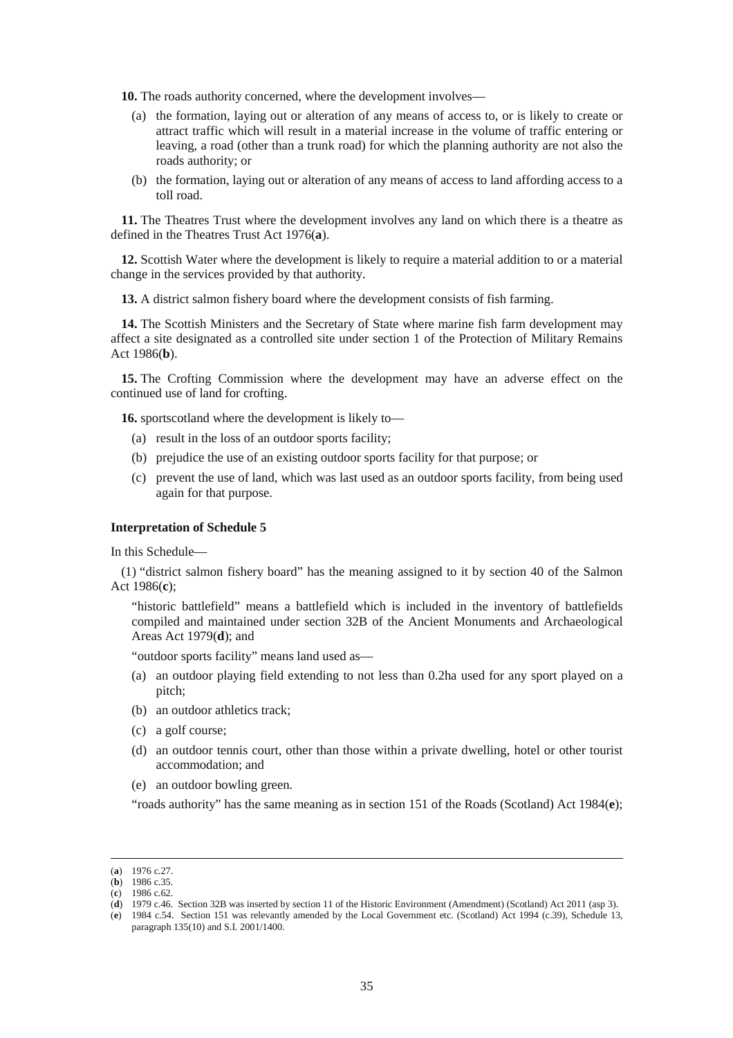**10.** The roads authority concerned, where the development involves—

(a) the formation, laying out or alteration of any means of access to, or is likely to create or attract traffic which will result in a material increase in the volume of traffic entering or leaving, a road (other than a trunk road) for which the planning authority are not also the roads authority; or

(b) the formation, laying out or alteration of any means of access to land affording access to a toll road.

**11.** The Theatres Trust where the development involves any land on which there is a theatre as defined in the Theatres Trust Act 1976(**a**).

**12.** Scottish Water where the development is likely to require a material addition to or a material change in the services provided by that authority.

**13.** A district salmon fishery board where the development consists of fish farming.

**14.** The Scottish Ministers and the Secretary of State where marine fish farm development may affect a site designated as a controlled site under section 1 of the Protection of Military Remains Act 1986(**b**).

**15.** The Crofting Commission where the development may have an adverse effect on the continued use of land for crofting.

**16.** sportscotland where the development is likely to—

(a) result in the loss of an outdoor sports facility;

(b) prejudice the use of an existing outdoor sports facility for that purpose; or

(c) prevent the use of land, which was last used as an outdoor sports facility, from being used again for that purpose.

**Interpretation of Schedule 5**

In this Schedule—

(1) "district salmon fishery board" has the meaning assigned to it by section 40 of the Salmon Act 1986(**c**);

"historic battlefield" means a battlefield which is included in the inventory of battlefields compiled and maintained under section 32B of the Ancient Monuments and Archaeological Areas Act 1979(**d**); and

"outdoor sports facility" means land used as—

(a) an outdoor playing field extending to not less than 0.2ha used for any sport played on a pitch;

(b) an outdoor athletics track;

(c) a golf course;

(d) an outdoor tennis court, other than those within a private dwelling, hotel or other tourist accommodation; and

(e) an outdoor bowling green.

"roads authority" has the same meaning as in section 151 of the Roads (Scotland) Act 1984(**e**);

---

(**a**) 1976 c.27.
(**b**) 1986 c.35.
(**c**) 1986 c.62.
(**d**) 1979 c.46. Section 32B was inserted by section 11 of the Historic Environment (Amendment) (Scotland) Act 2011 (asp 3).
(**e**) 1984 c.54. Section 151 was relevantly amended by the Local Government etc. (Scotland) Act 1994 (c.39), Schedule 13, paragraph 135(10) and S.I. 2001/1400.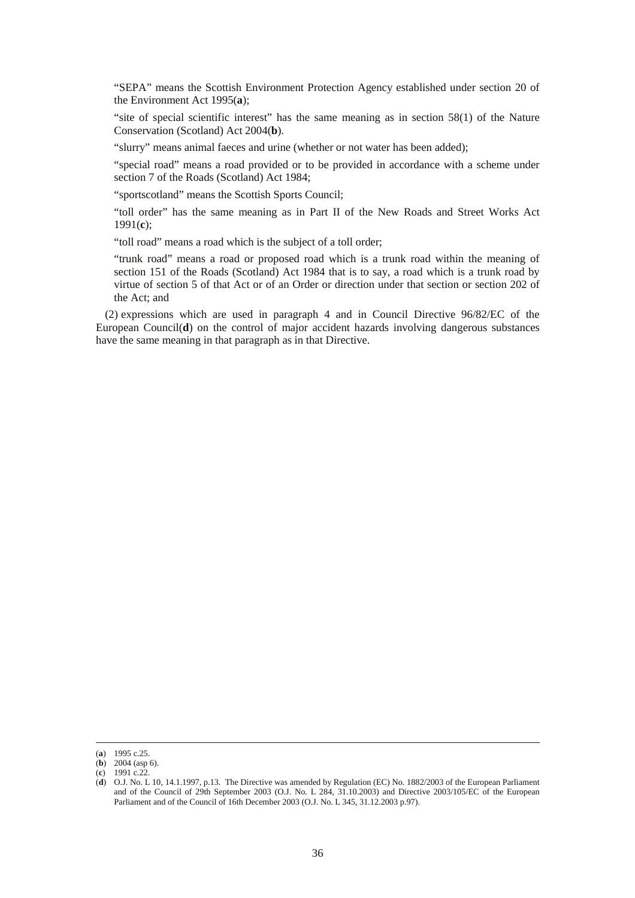"SEPA" means the Scottish Environment Protection Agency established under section 20 of the Environment Act 1995(**a**);

"site of special scientific interest" has the same meaning as in section 58(1) of the Nature Conservation (Scotland) Act 2004(**b**).

"slurry" means animal faeces and urine (whether or not water has been added);

"special road" means a road provided or to be provided in accordance with a scheme under section 7 of the Roads (Scotland) Act 1984;

"sportscotland" means the Scottish Sports Council;

"toll order" has the same meaning as in Part II of the New Roads and Street Works Act 1991(**c**);

"toll road" means a road which is the subject of a toll order;

"trunk road" means a road or proposed road which is a trunk road within the meaning of section 151 of the Roads (Scotland) Act 1984 that is to say, a road which is a trunk road by virtue of section 5 of that Act or of an Order or direction under that section or section 202 of the Act; and

(2) expressions which are used in paragraph 4 and in Council Directive 96/82/EC of the European Council(**d**) on the control of major accident hazards involving dangerous substances have the same meaning in that paragraph as in that Directive.

---

(**a**) 1995 c.25.

(**b**) 2004 (asp 6).

(**c**) 1991 c.22.

(**d**) O.J. No. L 10, 14.1.1997, p.13. The Directive was amended by Regulation (EC) No. 1882/2003 of the European Parliament and of the Council of 29th September 2003 (O.J. No. L 284, 31.10.2003) and Directive 2003/105/EC of the European Parliament and of the Council of 16th December 2003 (O.J. No. L 345, 31.12.2003 p.97).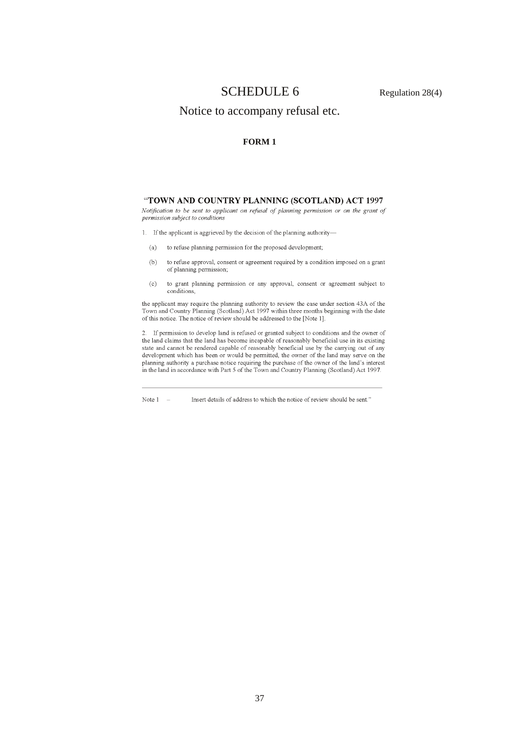# SCHEDULE 6

Regulation 28(4)

## Notice to accompany refusal etc.

**FORM 1**

“**TOWN AND COUNTRY PLANNING (SCOTLAND) ACT 1997**

*Notification to be sent to applicant on refusal of planning permission or on the grant of permission subject to conditions*

1. If the applicant is aggrieved by the decision of the planning authority—

   (a) to refuse planning permission for the proposed development;

   (b) to refuse approval, consent or agreement required by a condition imposed on a grant of planning permission;

   (c) to grant planning permission or any approval, consent or agreement subject to conditions,

the applicant may require the planning authority to review the case under section 43A of the Town and Country Planning (Scotland) Act 1997 within three months beginning with the date of this notice. The notice of review should be addressed to the [Note 1].

2. If permission to develop land is refused or granted subject to conditions and the owner of the land claims that the land has become incapable of reasonably beneficial use in its existing state and cannot be rendered capable of reasonably beneficial use by the carrying out of any development which has been or would be permitted, the owner of the land may serve on the planning authority a purchase notice requiring the purchase of the owner of the land's interest in the land in accordance with Part 5 of the Town and Country Planning (Scotland) Act 1997.

---

Note 1 – Insert details of address to which the notice of review should be sent.”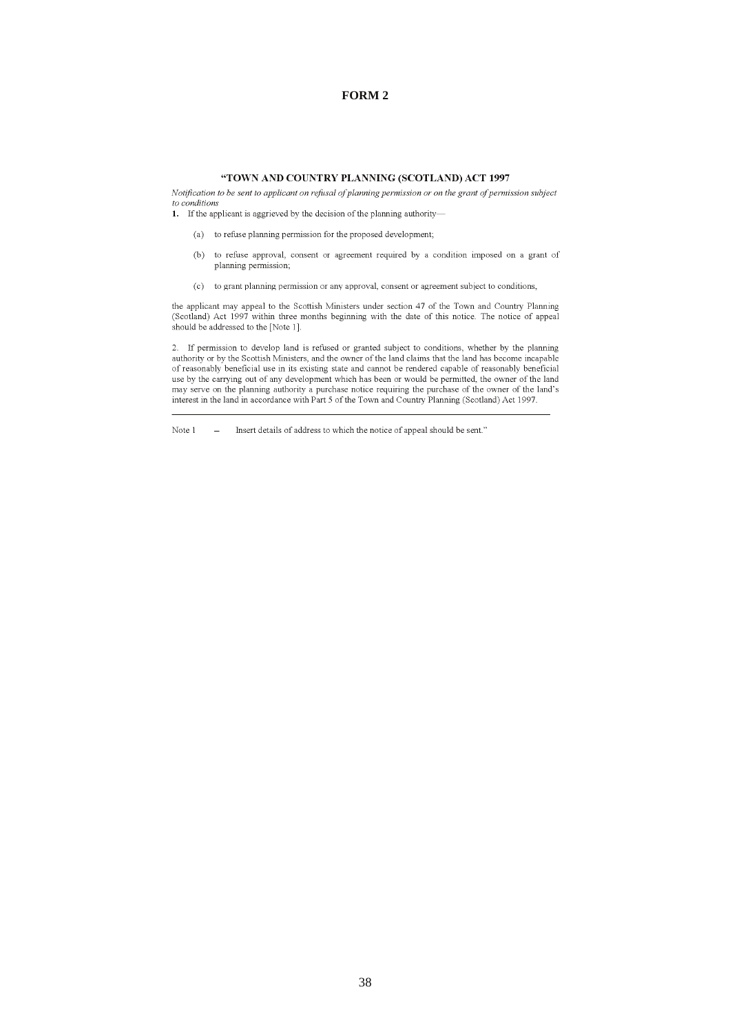# FORM 2

## "TOWN AND COUNTRY PLANNING (SCOTLAND) ACT 1997

*Notification to be sent to applicant on refusal of planning permission or on the grant of permission subject to conditions*

**1.** If the applicant is aggrieved by the decision of the planning authority—

(a) to refuse planning permission for the proposed development;

(b) to refuse approval, consent or agreement required by a condition imposed on a grant of planning permission;

(c) to grant planning permission or any approval, consent or agreement subject to conditions,

the applicant may appeal to the Scottish Ministers under section 47 of the Town and Country Planning (Scotland) Act 1997 within three months beginning with the date of this notice. The notice of appeal should be addressed to the [Note 1].

2. If permission to develop land is refused or granted subject to conditions, whether by the planning authority or by the Scottish Ministers, and the owner of the land claims that the land has become incapable of reasonably beneficial use in its existing state and cannot be rendered capable of reasonably beneficial use by the carrying out of any development which has been or would be permitted, the owner of the land may serve on the planning authority a purchase notice requiring the purchase of the owner of the land's interest in the land in accordance with Part 5 of the Town and Country Planning (Scotland) Act 1997.

---

Note 1 – Insert details of address to which the notice of appeal should be sent."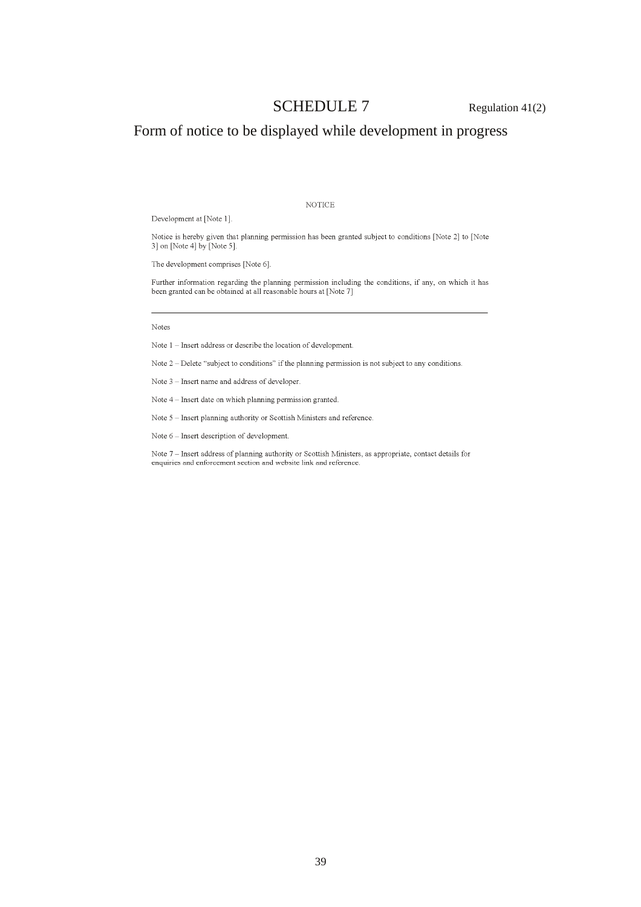# SCHEDULE 7

Regulation 41(2)

## Form of notice to be displayed while development in progress

NOTICE

Development at [Note 1].

Notice is hereby given that planning permission has been granted subject to conditions [Note 2] to [Note 3] on [Note 4] by [Note 5].

The development comprises [Note 6].

Further information regarding the planning permission including the conditions, if any, on which it has been granted can be obtained at all reasonable hours at [Note 7]

---

Notes

Note 1 – Insert address or describe the location of development.

Note 2 – Delete "subject to conditions" if the planning permission is not subject to any conditions.

Note 3 – Insert name and address of developer.

Note 4 – Insert date on which planning permission granted.

Note 5 – Insert planning authority or Scottish Ministers and reference.

Note 6 – Insert description of development.

Note 7 – Insert address of planning authority or Scottish Ministers, as appropriate, contact details for enquiries and enforcement section and website link and reference.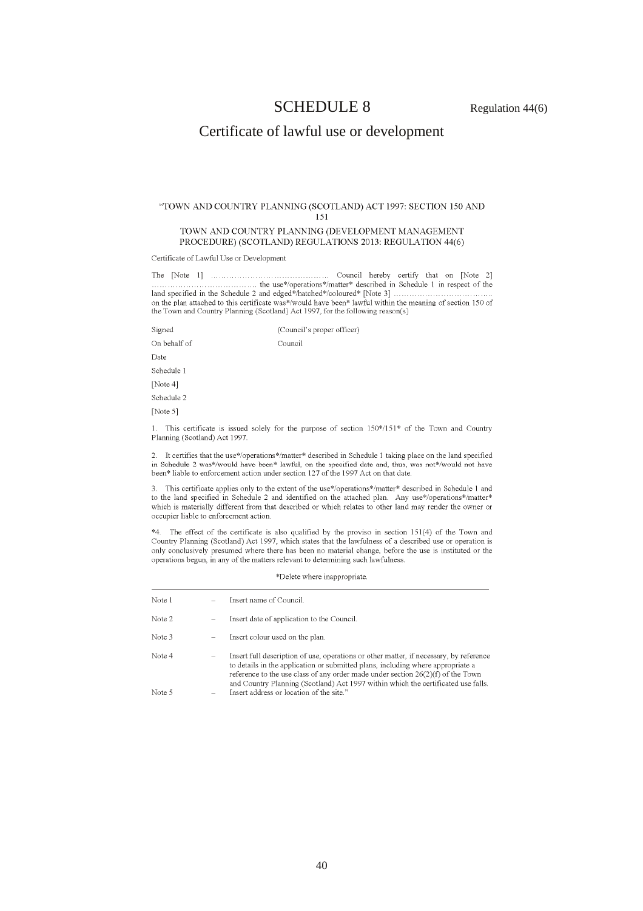# SCHEDULE 8

Regulation 44(6)

## Certificate of lawful use or development

"TOWN AND COUNTRY PLANNING (SCOTLAND) ACT 1997: SECTION 150 AND 151

TOWN AND COUNTRY PLANNING (DEVELOPMENT MANAGEMENT PROCEDURE) (SCOTLAND) REGULATIONS 2013: REGULATION 44(6)

Certificate of Lawful Use or Development

The [Note 1] ………………………………………… Council hereby certify that on [Note 2] …………………………………… the use*/operations*/matter* described in Schedule 1 in respect of the land specified in the Schedule 2 and edged*/hatched*/coloured* [Note 3] ………………………………… on the plan attached to this certificate was*/would have been* lawful within the meaning of section 150 of the Town and Country Planning (Scotland) Act 1997, for the following reason(s)

Signed (Council's proper officer)

On behalf of Council

Date

Schedule 1

[Note 4]

Schedule 2

[Note 5]

1. This certificate is issued solely for the purpose of section 150*/151* of the Town and Country Planning (Scotland) Act 1997.

2. It certifies that the use*/operations*/matter* described in Schedule 1 taking place on the land specified in Schedule 2 was*/would have been* lawful, on the specified date and, thus, was not*/would not have been* liable to enforcement action under section 127 of the 1997 Act on that date.

3. This certificate applies only to the extent of the use*/operations*/matter* described in Schedule 1 and to the land specified in Schedule 2 and identified on the attached plan. Any use*/operations*/matter* which is materially different from that described or which relates to other land may render the owner or occupier liable to enforcement action.

*4. The effect of the certificate is also qualified by the proviso in section 151(4) of the Town and Country Planning (Scotland) Act 1997, which states that the lawfulness of a described use or operation is only conclusively presumed where there has been no material change, before the use is instituted or the operations begun, in any of the matters relevant to determining such lawfulness.

*Delete where inappropriate.

| | | |
|---|---|---|
| Note 1 | – | Insert name of Council. |
| Note 2 | – | Insert date of application to the Council. |
| Note 3 | – | Insert colour used on the plan. |
| Note 4 | – | Insert full description of use, operations or other matter, if necessary, by reference to details in the application or submitted plans, including where appropriate a reference to the use class of any order made under section 26(2)(f) of the Town and Country Planning (Scotland) Act 1997 within which the certificated use falls. |
| Note 5 | – | Insert address or location of the site." |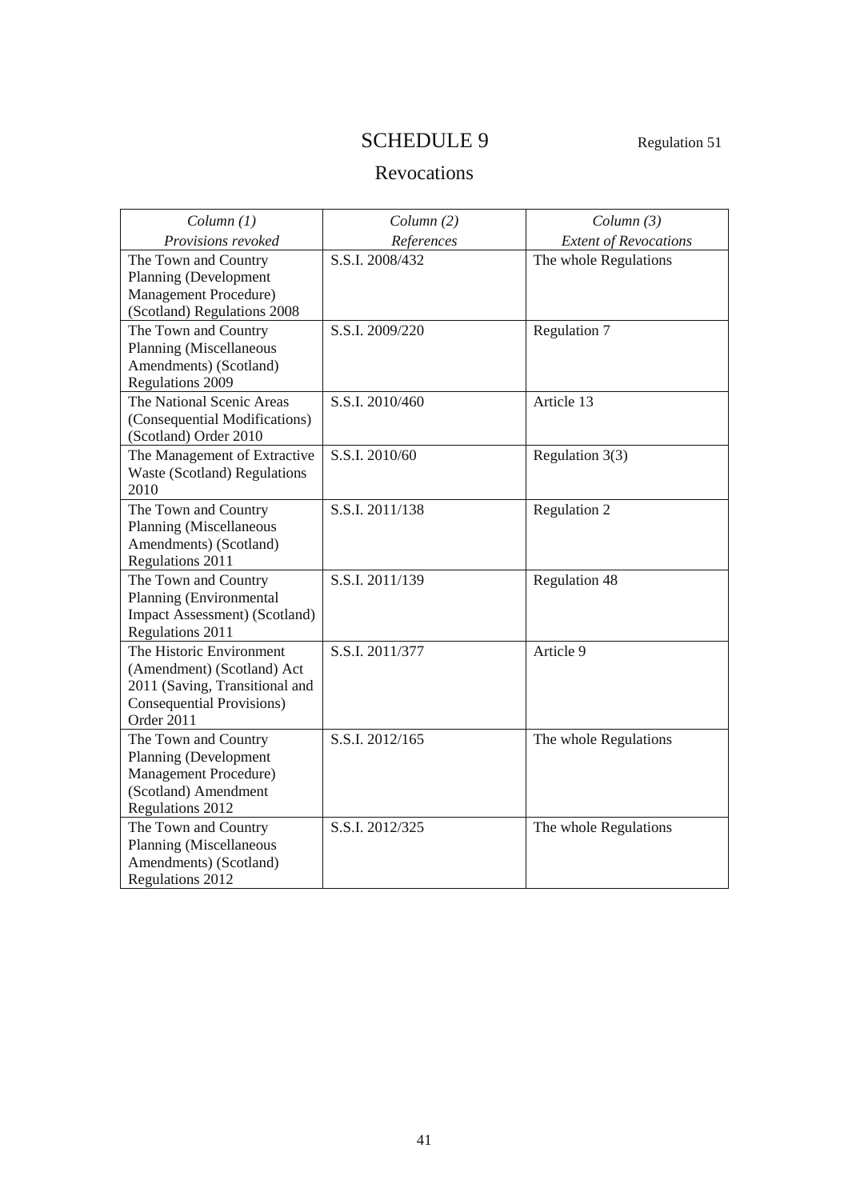# SCHEDULE 9

Regulation 51

## Revocations

| *Column (1)*<br>*Provisions revoked* | *Column (2)*<br>*References* | *Column (3)*<br>*Extent of Revocations* |
|---|---|---|
| The Town and Country Planning (Development Management Procedure) (Scotland) Regulations 2008 | S.S.I. 2008/432 | The whole Regulations |
| The Town and Country Planning (Miscellaneous Amendments) (Scotland) Regulations 2009 | S.S.I. 2009/220 | Regulation 7 |
| The National Scenic Areas (Consequential Modifications) (Scotland) Order 2010 | S.S.I. 2010/460 | Article 13 |
| The Management of Extractive Waste (Scotland) Regulations 2010 | S.S.I. 2010/60 | Regulation 3(3) |
| The Town and Country Planning (Miscellaneous Amendments) (Scotland) Regulations 2011 | S.S.I. 2011/138 | Regulation 2 |
| The Town and Country Planning (Environmental Impact Assessment) (Scotland) Regulations 2011 | S.S.I. 2011/139 | Regulation 48 |
| The Historic Environment (Amendment) (Scotland) Act 2011 (Saving, Transitional and Consequential Provisions) Order 2011 | S.S.I. 2011/377 | Article 9 |
| The Town and Country Planning (Development Management Procedure) (Scotland) Amendment Regulations 2012 | S.S.I. 2012/165 | The whole Regulations |
| The Town and Country Planning (Miscellaneous Amendments) (Scotland) Regulations 2012 | S.S.I. 2012/325 | The whole Regulations |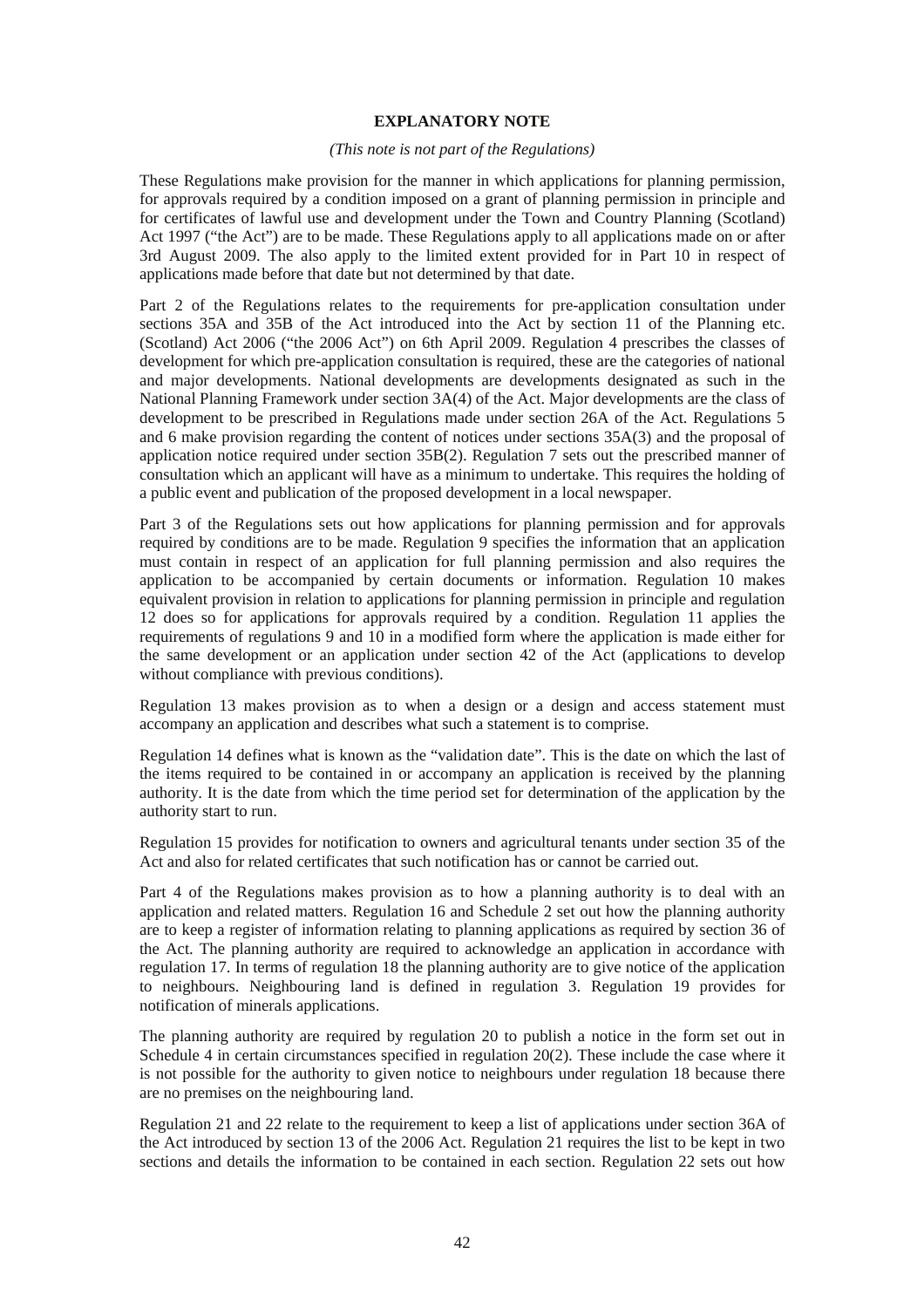**EXPLANATORY NOTE**

*(This note is not part of the Regulations)*

These Regulations make provision for the manner in which applications for planning permission, for approvals required by a condition imposed on a grant of planning permission in principle and for certificates of lawful use and development under the Town and Country Planning (Scotland) Act 1997 ("the Act") are to be made. These Regulations apply to all applications made on or after 3rd August 2009. The also apply to the limited extent provided for in Part 10 in respect of applications made before that date but not determined by that date.

Part 2 of the Regulations relates to the requirements for pre-application consultation under sections 35A and 35B of the Act introduced into the Act by section 11 of the Planning etc. (Scotland) Act 2006 ("the 2006 Act") on 6th April 2009. Regulation 4 prescribes the classes of development for which pre-application consultation is required, these are the categories of national and major developments. National developments are developments designated as such in the National Planning Framework under section 3A(4) of the Act. Major developments are the class of development to be prescribed in Regulations made under section 26A of the Act. Regulations 5 and 6 make provision regarding the content of notices under sections 35A(3) and the proposal of application notice required under section 35B(2). Regulation 7 sets out the prescribed manner of consultation which an applicant will have as a minimum to undertake. This requires the holding of a public event and publication of the proposed development in a local newspaper.

Part 3 of the Regulations sets out how applications for planning permission and for approvals required by conditions are to be made. Regulation 9 specifies the information that an application must contain in respect of an application for full planning permission and also requires the application to be accompanied by certain documents or information. Regulation 10 makes equivalent provision in relation to applications for planning permission in principle and regulation 12 does so for applications for approvals required by a condition. Regulation 11 applies the requirements of regulations 9 and 10 in a modified form where the application is made either for the same development or an application under section 42 of the Act (applications to develop without compliance with previous conditions).

Regulation 13 makes provision as to when a design or a design and access statement must accompany an application and describes what such a statement is to comprise.

Regulation 14 defines what is known as the "validation date". This is the date on which the last of the items required to be contained in or accompany an application is received by the planning authority. It is the date from which the time period set for determination of the application by the authority start to run.

Regulation 15 provides for notification to owners and agricultural tenants under section 35 of the Act and also for related certificates that such notification has or cannot be carried out.

Part 4 of the Regulations makes provision as to how a planning authority is to deal with an application and related matters. Regulation 16 and Schedule 2 set out how the planning authority are to keep a register of information relating to planning applications as required by section 36 of the Act. The planning authority are required to acknowledge an application in accordance with regulation 17. In terms of regulation 18 the planning authority are to give notice of the application to neighbours. Neighbouring land is defined in regulation 3. Regulation 19 provides for notification of minerals applications.

The planning authority are required by regulation 20 to publish a notice in the form set out in Schedule 4 in certain circumstances specified in regulation 20(2). These include the case where it is not possible for the authority to given notice to neighbours under regulation 18 because there are no premises on the neighbouring land.

Regulation 21 and 22 relate to the requirement to keep a list of applications under section 36A of the Act introduced by section 13 of the 2006 Act. Regulation 21 requires the list to be kept in two sections and details the information to be contained in each section. Regulation 22 sets out how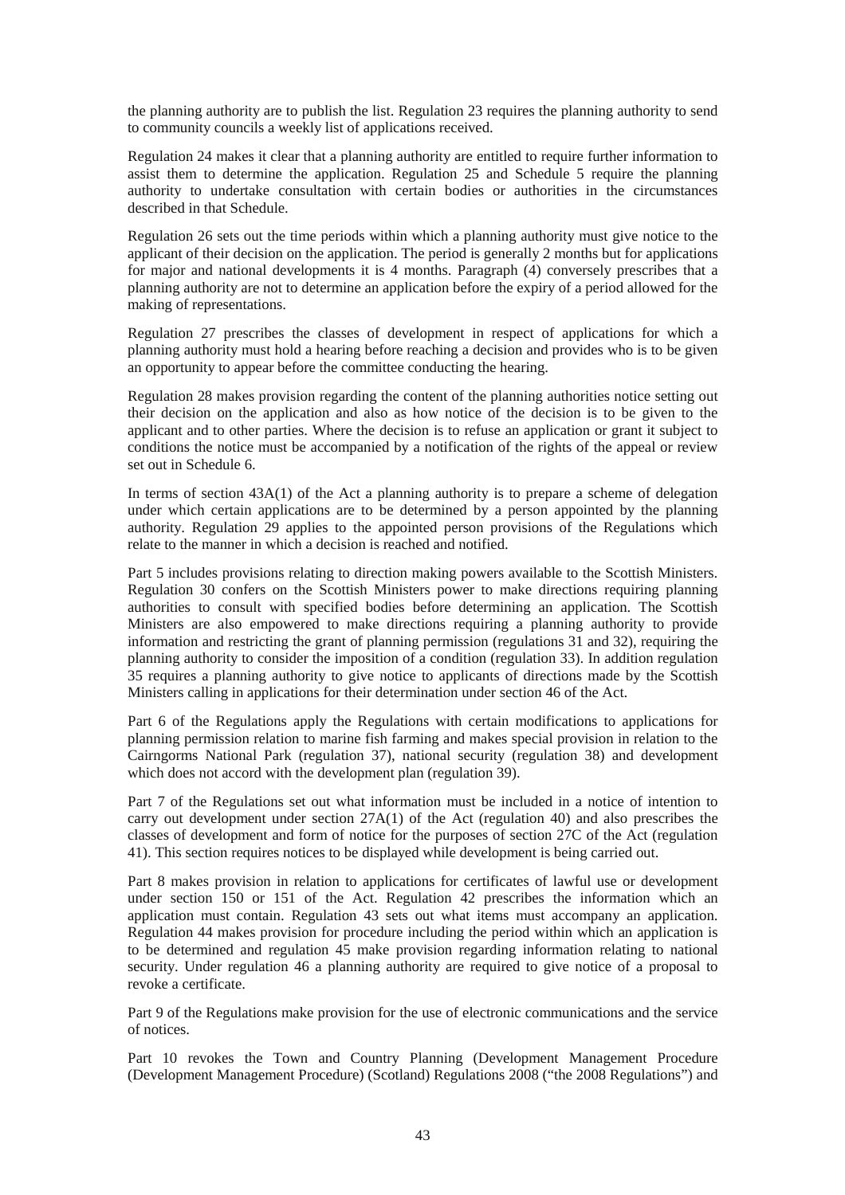the planning authority are to publish the list. Regulation 23 requires the planning authority to send to community councils a weekly list of applications received.

Regulation 24 makes it clear that a planning authority are entitled to require further information to assist them to determine the application. Regulation 25 and Schedule 5 require the planning authority to undertake consultation with certain bodies or authorities in the circumstances described in that Schedule.

Regulation 26 sets out the time periods within which a planning authority must give notice to the applicant of their decision on the application. The period is generally 2 months but for applications for major and national developments it is 4 months. Paragraph (4) conversely prescribes that a planning authority are not to determine an application before the expiry of a period allowed for the making of representations.

Regulation 27 prescribes the classes of development in respect of applications for which a planning authority must hold a hearing before reaching a decision and provides who is to be given an opportunity to appear before the committee conducting the hearing.

Regulation 28 makes provision regarding the content of the planning authorities notice setting out their decision on the application and also as how notice of the decision is to be given to the applicant and to other parties. Where the decision is to refuse an application or grant it subject to conditions the notice must be accompanied by a notification of the rights of the appeal or review set out in Schedule 6.

In terms of section 43A(1) of the Act a planning authority is to prepare a scheme of delegation under which certain applications are to be determined by a person appointed by the planning authority. Regulation 29 applies to the appointed person provisions of the Regulations which relate to the manner in which a decision is reached and notified.

Part 5 includes provisions relating to direction making powers available to the Scottish Ministers. Regulation 30 confers on the Scottish Ministers power to make directions requiring planning authorities to consult with specified bodies before determining an application. The Scottish Ministers are also empowered to make directions requiring a planning authority to provide information and restricting the grant of planning permission (regulations 31 and 32), requiring the planning authority to consider the imposition of a condition (regulation 33). In addition regulation 35 requires a planning authority to give notice to applicants of directions made by the Scottish Ministers calling in applications for their determination under section 46 of the Act.

Part 6 of the Regulations apply the Regulations with certain modifications to applications for planning permission relation to marine fish farming and makes special provision in relation to the Cairngorms National Park (regulation 37), national security (regulation 38) and development which does not accord with the development plan (regulation 39).

Part 7 of the Regulations set out what information must be included in a notice of intention to carry out development under section 27A(1) of the Act (regulation 40) and also prescribes the classes of development and form of notice for the purposes of section 27C of the Act (regulation 41). This section requires notices to be displayed while development is being carried out.

Part 8 makes provision in relation to applications for certificates of lawful use or development under section 150 or 151 of the Act. Regulation 42 prescribes the information which an application must contain. Regulation 43 sets out what items must accompany an application. Regulation 44 makes provision for procedure including the period within which an application is to be determined and regulation 45 make provision regarding information relating to national security. Under regulation 46 a planning authority are required to give notice of a proposal to revoke a certificate.

Part 9 of the Regulations make provision for the use of electronic communications and the service of notices.

Part 10 revokes the Town and Country Planning (Development Management Procedure (Development Management Procedure) (Scotland) Regulations 2008 ("the 2008 Regulations") and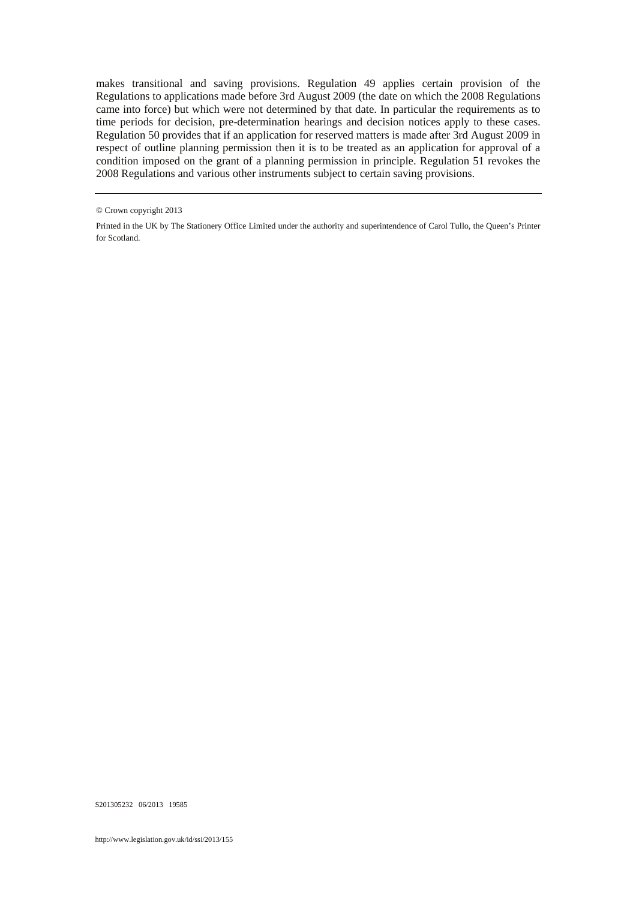makes transitional and saving provisions. Regulation 49 applies certain provision of the Regulations to applications made before 3rd August 2009 (the date on which the 2008 Regulations came into force) but which were not determined by that date. In particular the requirements as to time periods for decision, pre-determination hearings and decision notices apply to these cases. Regulation 50 provides that if an application for reserved matters is made after 3rd August 2009 in respect of outline planning permission then it is to be treated as an application for approval of a condition imposed on the grant of a planning permission in principle. Regulation 51 revokes the 2008 Regulations and various other instruments subject to certain saving provisions.

---

© Crown copyright 2013

Printed in the UK by The Stationery Office Limited under the authority and superintendence of Carol Tullo, the Queen's Printer for Scotland.

S201305232 06/2013 19585

http://www.legislation.gov.uk/id/ssi/2013/155